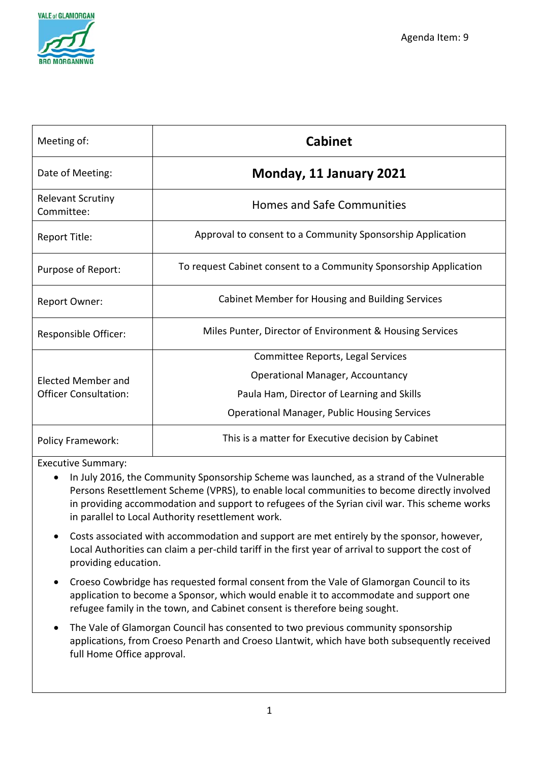Agenda Item: 9

| Meeting of: | **Cabinet** |
|---|---|
| Date of Meeting: | **Monday, 11 January 2021** |
| Relevant Scrutiny Committee: | Homes and Safe Communities |
| Report Title: | Approval to consent to a Community Sponsorship Application |
| Purpose of Report: | To request Cabinet consent to a Community Sponsorship Application |
| Report Owner: | Cabinet Member for Housing and Building Services |
| Responsible Officer: | Miles Punter, Director of Environment & Housing Services |
| Elected Member and Officer Consultation: | Committee Reports, Legal Services<br>Operational Manager, Accountancy<br>Paula Ham, Director of Learning and Skills<br>Operational Manager, Public Housing Services |
| Policy Framework: | This is a matter for Executive decision by Cabinet |

Executive Summary:

- In July 2016, the Community Sponsorship Scheme was launched, as a strand of the Vulnerable Persons Resettlement Scheme (VPRS), to enable local communities to become directly involved in providing accommodation and support to refugees of the Syrian civil war. This scheme works in parallel to Local Authority resettlement work.
- Costs associated with accommodation and support are met entirely by the sponsor, however, Local Authorities can claim a per-child tariff in the first year of arrival to support the cost of providing education.
- Croeso Cowbridge has requested formal consent from the Vale of Glamorgan Council to its application to become a Sponsor, which would enable it to accommodate and support one refugee family in the town, and Cabinet consent is therefore being sought.
- The Vale of Glamorgan Council has consented to two previous community sponsorship applications, from Croeso Penarth and Croeso Llantwit, which have both subsequently received full Home Office approval.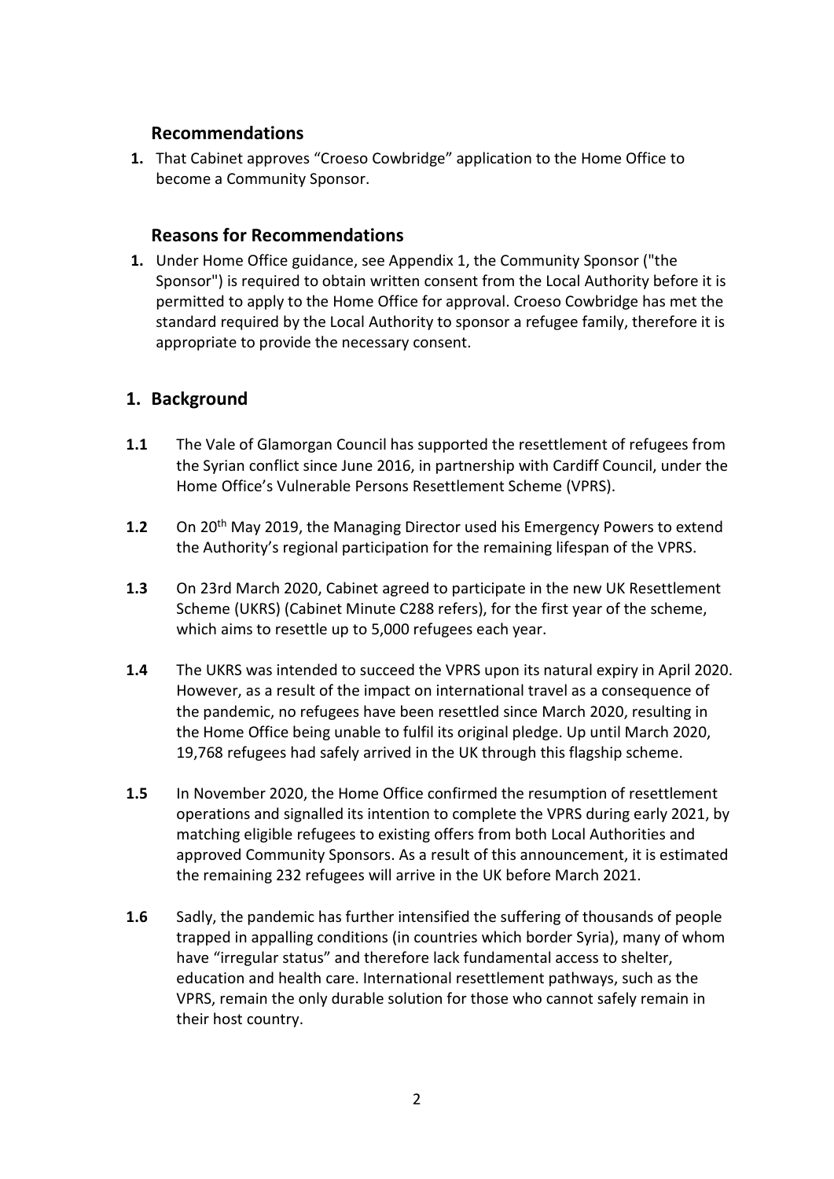## Recommendations

1. That Cabinet approves “Croeso Cowbridge” application to the Home Office to become a Community Sponsor.

## Reasons for Recommendations

1. Under Home Office guidance, see Appendix 1, the Community Sponsor ("the Sponsor") is required to obtain written consent from the Local Authority before it is permitted to apply to the Home Office for approval. Croeso Cowbridge has met the standard required by the Local Authority to sponsor a refugee family, therefore it is appropriate to provide the necessary consent.

## 1. Background

**1.1** The Vale of Glamorgan Council has supported the resettlement of refugees from the Syrian conflict since June 2016, in partnership with Cardiff Council, under the Home Office’s Vulnerable Persons Resettlement Scheme (VPRS).

**1.2** On 20th May 2019, the Managing Director used his Emergency Powers to extend the Authority’s regional participation for the remaining lifespan of the VPRS.

**1.3** On 23rd March 2020, Cabinet agreed to participate in the new UK Resettlement Scheme (UKRS) (Cabinet Minute C288 refers), for the first year of the scheme, which aims to resettle up to 5,000 refugees each year.

**1.4** The UKRS was intended to succeed the VPRS upon its natural expiry in April 2020. However, as a result of the impact on international travel as a consequence of the pandemic, no refugees have been resettled since March 2020, resulting in the Home Office being unable to fulfil its original pledge. Up until March 2020, 19,768 refugees had safely arrived in the UK through this flagship scheme.

**1.5** In November 2020, the Home Office confirmed the resumption of resettlement operations and signalled its intention to complete the VPRS during early 2021, by matching eligible refugees to existing offers from both Local Authorities and approved Community Sponsors. As a result of this announcement, it is estimated the remaining 232 refugees will arrive in the UK before March 2021.

**1.6** Sadly, the pandemic has further intensified the suffering of thousands of people trapped in appalling conditions (in countries which border Syria), many of whom have “irregular status” and therefore lack fundamental access to shelter, education and health care. International resettlement pathways, such as the VPRS, remain the only durable solution for those who cannot safely remain in their host country.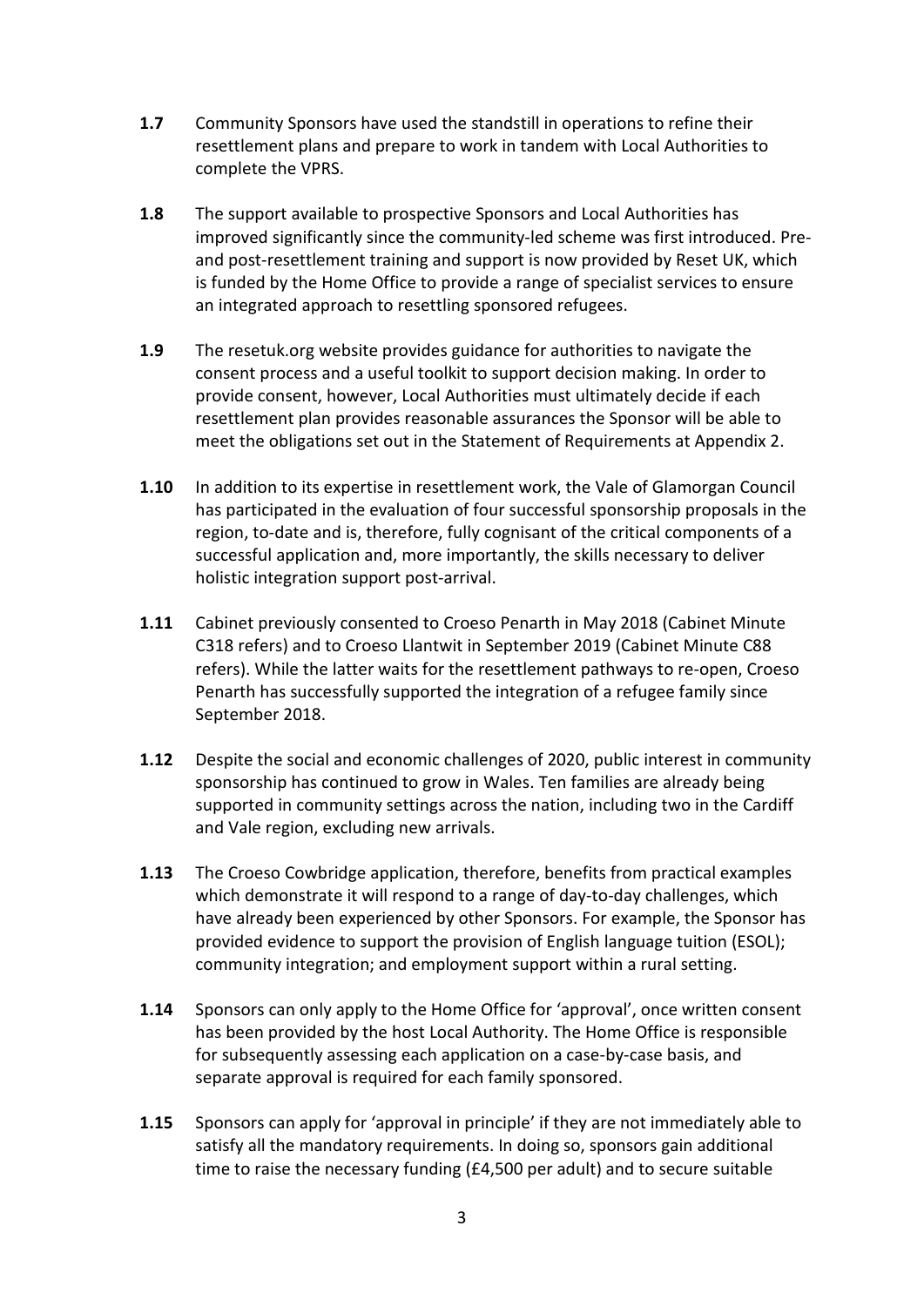**1.7** Community Sponsors have used the standstill in operations to refine their resettlement plans and prepare to work in tandem with Local Authorities to complete the VPRS.

**1.8** The support available to prospective Sponsors and Local Authorities has improved significantly since the community-led scheme was first introduced. Pre- and post-resettlement training and support is now provided by Reset UK, which is funded by the Home Office to provide a range of specialist services to ensure an integrated approach to resettling sponsored refugees.

**1.9** The resetuk.org website provides guidance for authorities to navigate the consent process and a useful toolkit to support decision making. In order to provide consent, however, Local Authorities must ultimately decide if each resettlement plan provides reasonable assurances the Sponsor will be able to meet the obligations set out in the Statement of Requirements at Appendix 2.

**1.10** In addition to its expertise in resettlement work, the Vale of Glamorgan Council has participated in the evaluation of four successful sponsorship proposals in the region, to-date and is, therefore, fully cognisant of the critical components of a successful application and, more importantly, the skills necessary to deliver holistic integration support post-arrival.

**1.11** Cabinet previously consented to Croeso Penarth in May 2018 (Cabinet Minute C318 refers) and to Croeso Llantwit in September 2019 (Cabinet Minute C88 refers). While the latter waits for the resettlement pathways to re-open, Croeso Penarth has successfully supported the integration of a refugee family since September 2018.

**1.12** Despite the social and economic challenges of 2020, public interest in community sponsorship has continued to grow in Wales. Ten families are already being supported in community settings across the nation, including two in the Cardiff and Vale region, excluding new arrivals.

**1.13** The Croeso Cowbridge application, therefore, benefits from practical examples which demonstrate it will respond to a range of day-to-day challenges, which have already been experienced by other Sponsors. For example, the Sponsor has provided evidence to support the provision of English language tuition (ESOL); community integration; and employment support within a rural setting.

**1.14** Sponsors can only apply to the Home Office for 'approval', once written consent has been provided by the host Local Authority. The Home Office is responsible for subsequently assessing each application on a case-by-case basis, and separate approval is required for each family sponsored.

**1.15** Sponsors can apply for 'approval in principle' if they are not immediately able to satisfy all the mandatory requirements. In doing so, sponsors gain additional time to raise the necessary funding (£4,500 per adult) and to secure suitable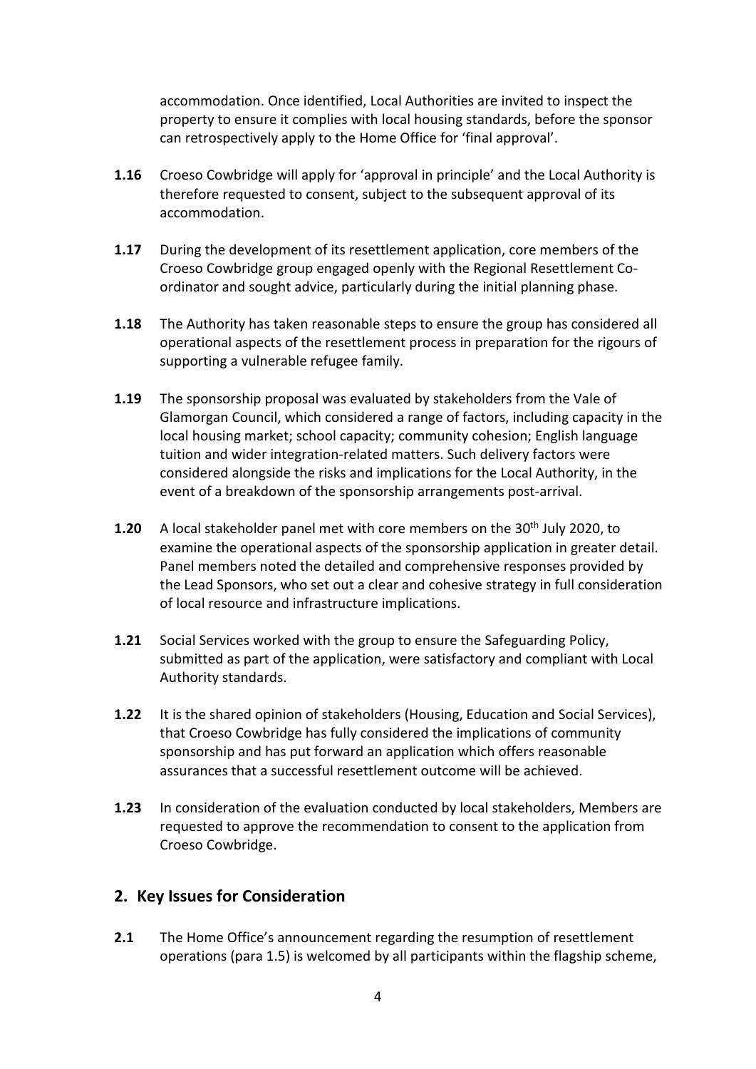accommodation. Once identified, Local Authorities are invited to inspect the property to ensure it complies with local housing standards, before the sponsor can retrospectively apply to the Home Office for 'final approval'.

**1.16** Croeso Cowbridge will apply for 'approval in principle' and the Local Authority is therefore requested to consent, subject to the subsequent approval of its accommodation.

**1.17** During the development of its resettlement application, core members of the Croeso Cowbridge group engaged openly with the Regional Resettlement Co-ordinator and sought advice, particularly during the initial planning phase.

**1.18** The Authority has taken reasonable steps to ensure the group has considered all operational aspects of the resettlement process in preparation for the rigours of supporting a vulnerable refugee family.

**1.19** The sponsorship proposal was evaluated by stakeholders from the Vale of Glamorgan Council, which considered a range of factors, including capacity in the local housing market; school capacity; community cohesion; English language tuition and wider integration-related matters. Such delivery factors were considered alongside the risks and implications for the Local Authority, in the event of a breakdown of the sponsorship arrangements post-arrival.

**1.20** A local stakeholder panel met with core members on the 30th July 2020, to examine the operational aspects of the sponsorship application in greater detail. Panel members noted the detailed and comprehensive responses provided by the Lead Sponsors, who set out a clear and cohesive strategy in full consideration of local resource and infrastructure implications.

**1.21** Social Services worked with the group to ensure the Safeguarding Policy, submitted as part of the application, were satisfactory and compliant with Local Authority standards.

**1.22** It is the shared opinion of stakeholders (Housing, Education and Social Services), that Croeso Cowbridge has fully considered the implications of community sponsorship and has put forward an application which offers reasonable assurances that a successful resettlement outcome will be achieved.

**1.23** In consideration of the evaluation conducted by local stakeholders, Members are requested to approve the recommendation to consent to the application from Croeso Cowbridge.

## 2. Key Issues for Consideration

**2.1** The Home Office's announcement regarding the resumption of resettlement operations (para 1.5) is welcomed by all participants within the flagship scheme,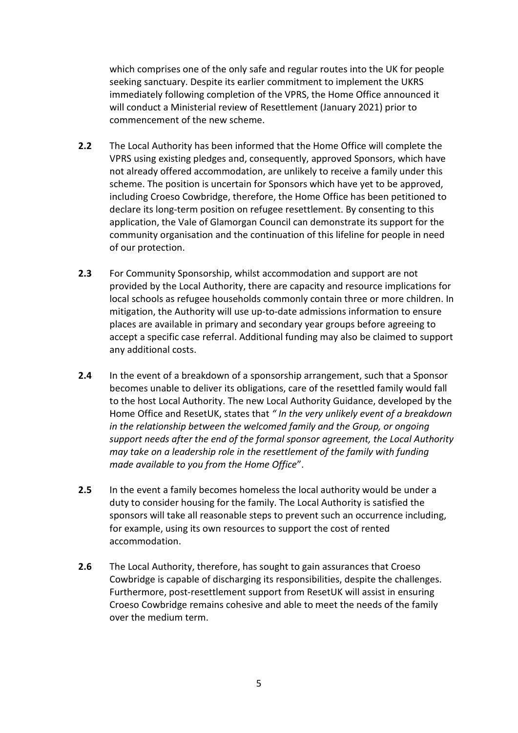which comprises one of the only safe and regular routes into the UK for people seeking sanctuary. Despite its earlier commitment to implement the UKRS immediately following completion of the VPRS, the Home Office announced it will conduct a Ministerial review of Resettlement (January 2021) prior to commencement of the new scheme.

**2.2** The Local Authority has been informed that the Home Office will complete the VPRS using existing pledges and, consequently, approved Sponsors, which have not already offered accommodation, are unlikely to receive a family under this scheme. The position is uncertain for Sponsors which have yet to be approved, including Croeso Cowbridge, therefore, the Home Office has been petitioned to declare its long-term position on refugee resettlement. By consenting to this application, the Vale of Glamorgan Council can demonstrate its support for the community organisation and the continuation of this lifeline for people in need of our protection.

**2.3** For Community Sponsorship, whilst accommodation and support are not provided by the Local Authority, there are capacity and resource implications for local schools as refugee households commonly contain three or more children. In mitigation, the Authority will use up-to-date admissions information to ensure places are available in primary and secondary year groups before agreeing to accept a specific case referral. Additional funding may also be claimed to support any additional costs.

**2.4** In the event of a breakdown of a sponsorship arrangement, such that a Sponsor becomes unable to deliver its obligations, care of the resettled family would fall to the host Local Authority. The new Local Authority Guidance, developed by the Home Office and ResetUK, states that *" In the very unlikely event of a breakdown in the relationship between the welcomed family and the Group, or ongoing support needs after the end of the formal sponsor agreement, the Local Authority may take on a leadership role in the resettlement of the family with funding made available to you from the Home Office*".

**2.5** In the event a family becomes homeless the local authority would be under a duty to consider housing for the family. The Local Authority is satisfied the sponsors will take all reasonable steps to prevent such an occurrence including, for example, using its own resources to support the cost of rented accommodation.

**2.6** The Local Authority, therefore, has sought to gain assurances that Croeso Cowbridge is capable of discharging its responsibilities, despite the challenges. Furthermore, post-resettlement support from ResetUK will assist in ensuring Croeso Cowbridge remains cohesive and able to meet the needs of the family over the medium term.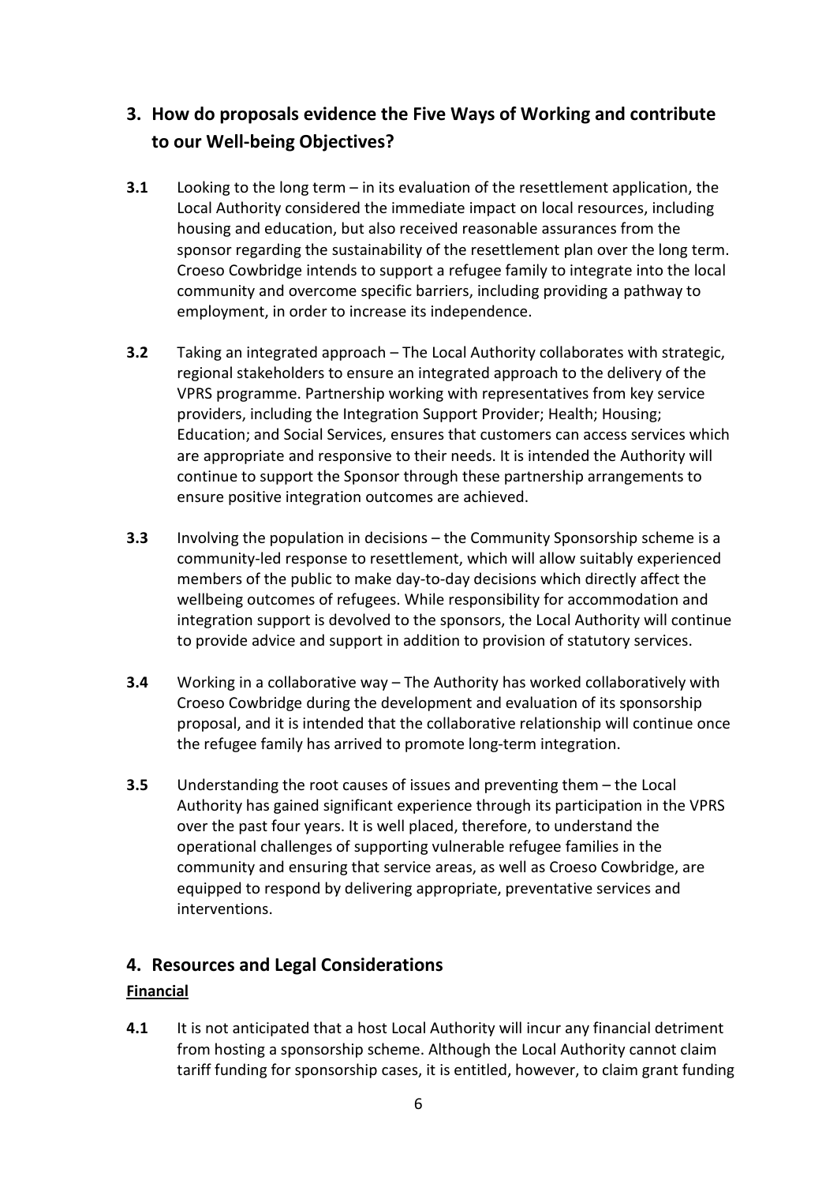## 3. How do proposals evidence the Five Ways of Working and contribute to our Well-being Objectives?

**3.1** Looking to the long term – in its evaluation of the resettlement application, the Local Authority considered the immediate impact on local resources, including housing and education, but also received reasonable assurances from the sponsor regarding the sustainability of the resettlement plan over the long term. Croeso Cowbridge intends to support a refugee family to integrate into the local community and overcome specific barriers, including providing a pathway to employment, in order to increase its independence.

**3.2** Taking an integrated approach – The Local Authority collaborates with strategic, regional stakeholders to ensure an integrated approach to the delivery of the VPRS programme. Partnership working with representatives from key service providers, including the Integration Support Provider; Health; Housing; Education; and Social Services, ensures that customers can access services which are appropriate and responsive to their needs. It is intended the Authority will continue to support the Sponsor through these partnership arrangements to ensure positive integration outcomes are achieved.

**3.3** Involving the population in decisions – the Community Sponsorship scheme is a community-led response to resettlement, which will allow suitably experienced members of the public to make day-to-day decisions which directly affect the wellbeing outcomes of refugees. While responsibility for accommodation and integration support is devolved to the sponsors, the Local Authority will continue to provide advice and support in addition to provision of statutory services.

**3.4** Working in a collaborative way – The Authority has worked collaboratively with Croeso Cowbridge during the development and evaluation of its sponsorship proposal, and it is intended that the collaborative relationship will continue once the refugee family has arrived to promote long-term integration.

**3.5** Understanding the root causes of issues and preventing them – the Local Authority has gained significant experience through its participation in the VPRS over the past four years. It is well placed, therefore, to understand the operational challenges of supporting vulnerable refugee families in the community and ensuring that service areas, as well as Croeso Cowbridge, are equipped to respond by delivering appropriate, preventative services and interventions.

## 4. Resources and Legal Considerations

**Financial**

**4.1** It is not anticipated that a host Local Authority will incur any financial detriment from hosting a sponsorship scheme. Although the Local Authority cannot claim tariff funding for sponsorship cases, it is entitled, however, to claim grant funding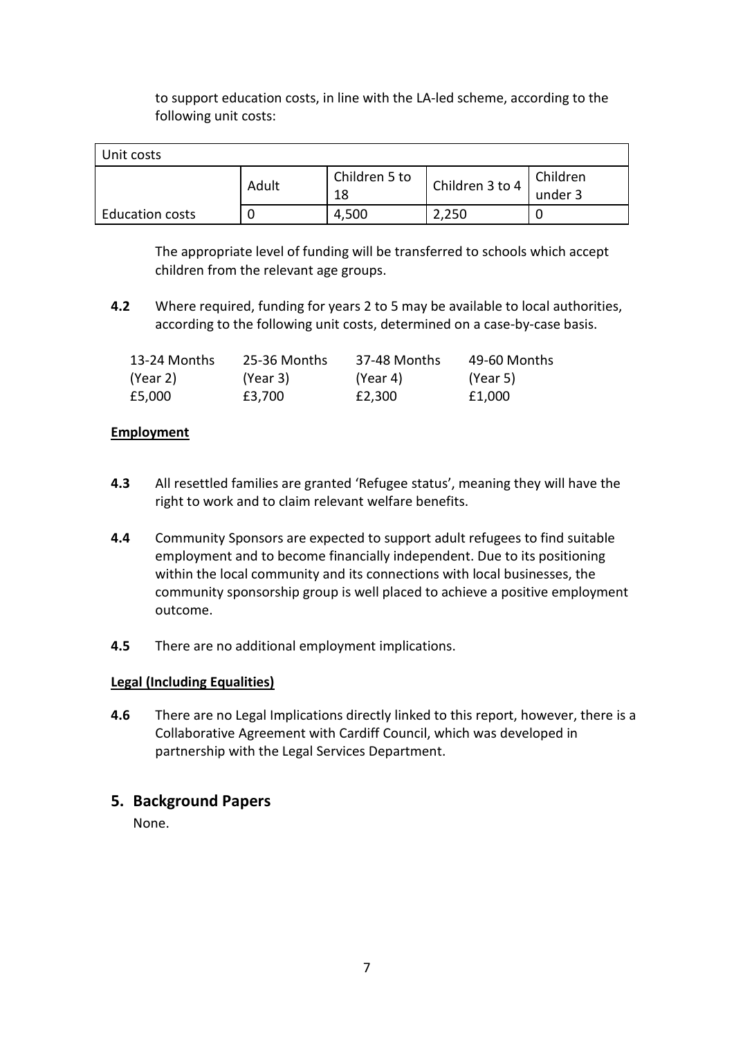to support education costs, in line with the LA-led scheme, according to the following unit costs:

| Unit costs | | | | |
|---|---|---|---|---|
| | Adult | Children 5 to 18 | Children 3 to 4 | Children under 3 |
| Education costs | 0 | 4,500 | 2,250 | 0 |

The appropriate level of funding will be transferred to schools which accept children from the relevant age groups.

**4.2** Where required, funding for years 2 to 5 may be available to local authorities, according to the following unit costs, determined on a case-by-case basis.

| 13-24 Months (Year 2) | 25-36 Months (Year 3) | 37-48 Months (Year 4) | 49-60 Months (Year 5) |
|---|---|---|---|
| £5,000 | £3,700 | £2,300 | £1,000 |

**Employment**

**4.3** All resettled families are granted 'Refugee status', meaning they will have the right to work and to claim relevant welfare benefits.

**4.4** Community Sponsors are expected to support adult refugees to find suitable employment and to become financially independent. Due to its positioning within the local community and its connections with local businesses, the community sponsorship group is well placed to achieve a positive employment outcome.

**4.5** There are no additional employment implications.

**Legal (Including Equalities)**

**4.6** There are no Legal Implications directly linked to this report, however, there is a Collaborative Agreement with Cardiff Council, which was developed in partnership with the Legal Services Department.

## 5. Background Papers

None.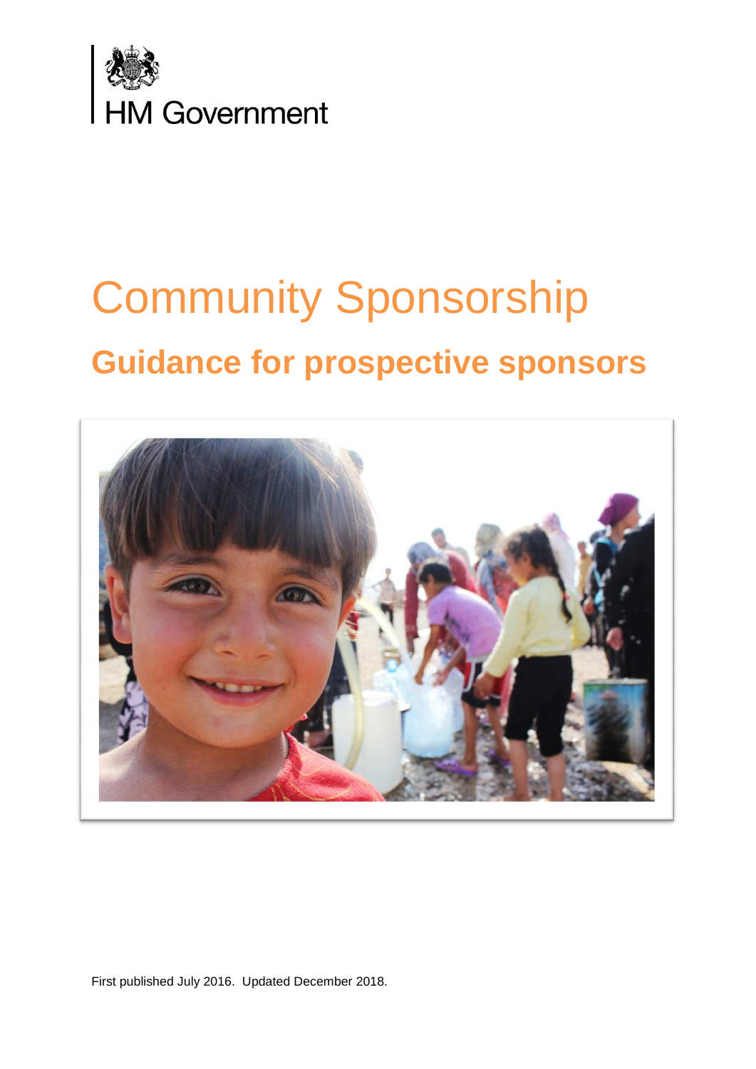HM Government

# Community Sponsorship

## Guidance for prospective sponsors

First published July 2016. Updated December 2018.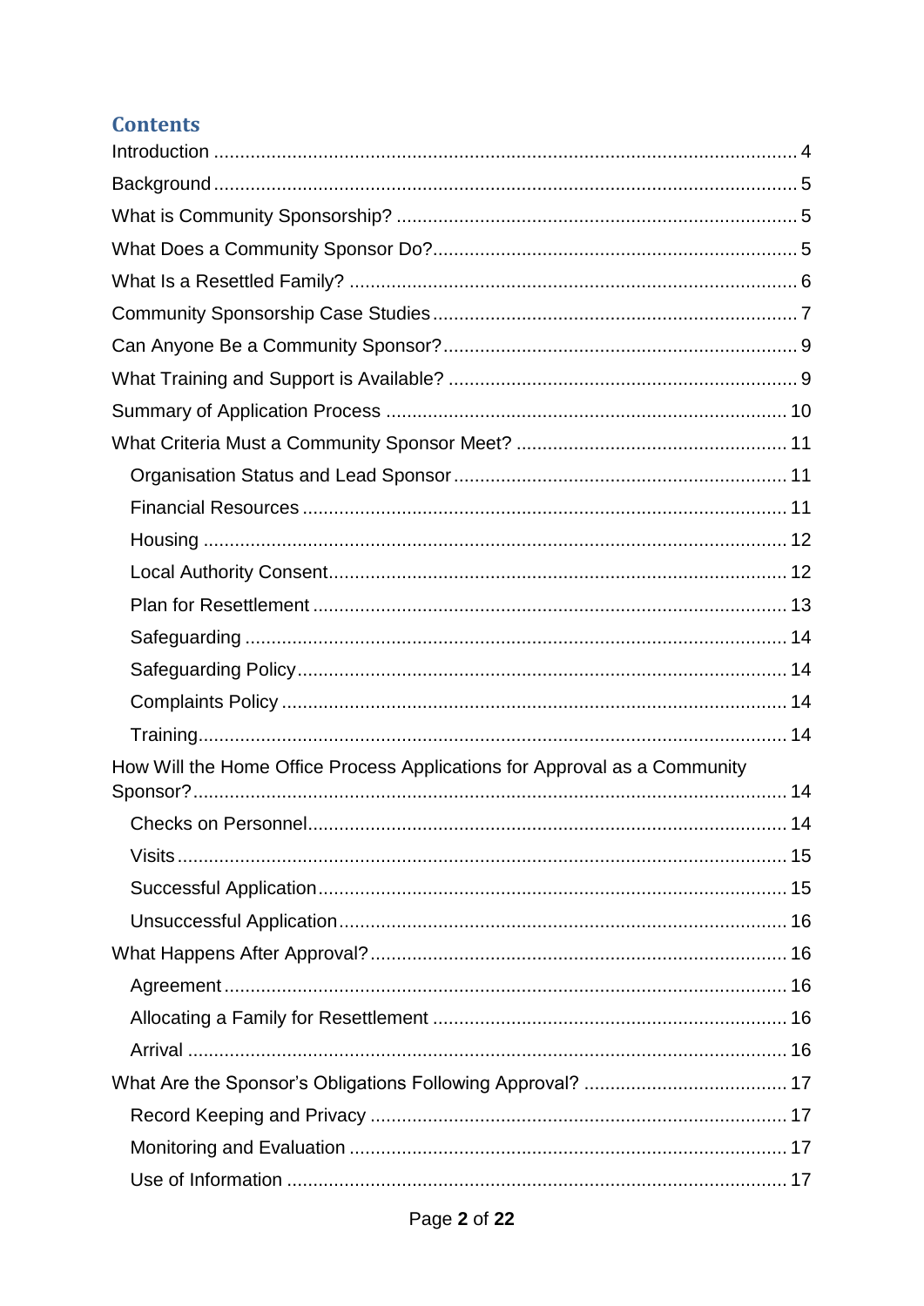## Contents

Introduction ........................................................................................................ 4

Background ........................................................................................................ 5

What is Community Sponsorship? ........................................................................ 5

What Does a Community Sponsor Do? .................................................................. 5

What Is a Resettled Family? ................................................................................. 6

Community Sponsorship Case Studies .................................................................. 7

Can Anyone Be a Community Sponsor? ................................................................ 9

What Training and Support is Available? .............................................................. 9

Summary of Application Process ......................................................................... 10

What Criteria Must a Community Sponsor Meet? ................................................ 11

- Organisation Status and Lead Sponsor ............................................................ 11
- Financial Resources ......................................................................................... 11
- Housing ............................................................................................................ 12
- Local Authority Consent ................................................................................... 12
- Plan for Resettlement ...................................................................................... 13
- Safeguarding .................................................................................................... 14
- Safeguarding Policy .......................................................................................... 14
- Complaints Policy ............................................................................................. 14
- Training ............................................................................................................. 14

How Will the Home Office Process Applications for Approval as a Community Sponsor? ........................................................................................................... 14

- Checks on Personnel ........................................................................................ 14
- Visits ................................................................................................................. 15
- Successful Application ..................................................................................... 15
- Unsuccessful Application .................................................................................. 16

What Happens After Approval? ............................................................................ 16

- Agreement ........................................................................................................ 16
- Allocating a Family for Resettlement ................................................................ 16
- Arrival ............................................................................................................... 16

What Are the Sponsor's Obligations Following Approval? .................................... 17

- Record Keeping and Privacy ............................................................................. 17
- Monitoring and Evaluation ................................................................................ 17
- Use of Information ............................................................................................ 17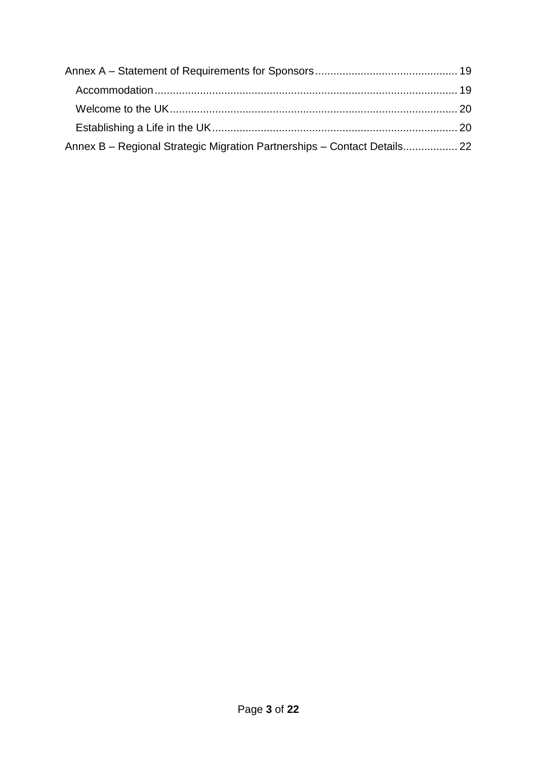Annex A – Statement of Requirements for Sponsors ............................................... 19

- Accommodation ................................................................................................... 19
- Welcome to the UK .............................................................................................. 20
- Establishing a Life in the UK ................................................................................ 20

Annex B – Regional Strategic Migration Partnerships – Contact Details .................. 22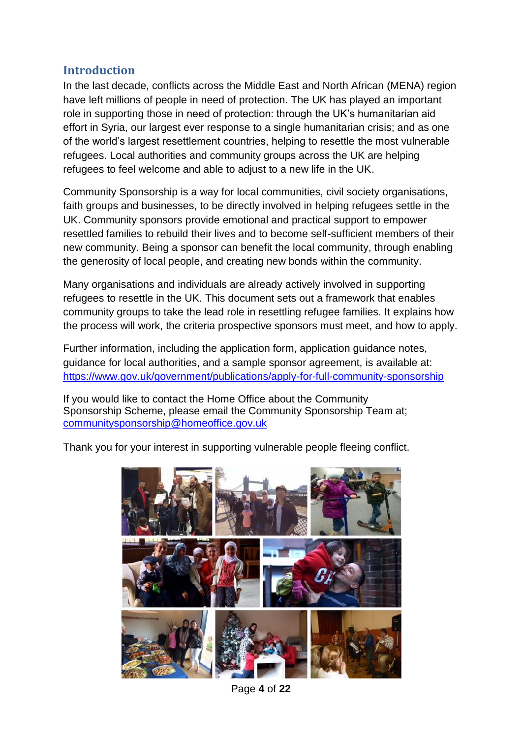## Introduction

In the last decade, conflicts across the Middle East and North African (MENA) region have left millions of people in need of protection. The UK has played an important role in supporting those in need of protection: through the UK's humanitarian aid effort in Syria, our largest ever response to a single humanitarian crisis; and as one of the world's largest resettlement countries, helping to resettle the most vulnerable refugees. Local authorities and community groups across the UK are helping refugees to feel welcome and able to adjust to a new life in the UK.

Community Sponsorship is a way for local communities, civil society organisations, faith groups and businesses, to be directly involved in helping refugees settle in the UK. Community sponsors provide emotional and practical support to empower resettled families to rebuild their lives and to become self-sufficient members of their new community. Being a sponsor can benefit the local community, through enabling the generosity of local people, and creating new bonds within the community.

Many organisations and individuals are already actively involved in supporting refugees to resettle in the UK. This document sets out a framework that enables community groups to take the lead role in resettling refugee families. It explains how the process will work, the criteria prospective sponsors must meet, and how to apply.

Further information, including the application form, application guidance notes, guidance for local authorities, and a sample sponsor agreement, is available at: https://www.gov.uk/government/publications/apply-for-full-community-sponsorship

If you would like to contact the Home Office about the Community Sponsorship Scheme, please email the Community Sponsorship Team at; communitysponsorship@homeoffice.gov.uk

Thank you for your interest in supporting vulnerable people fleeing conflict.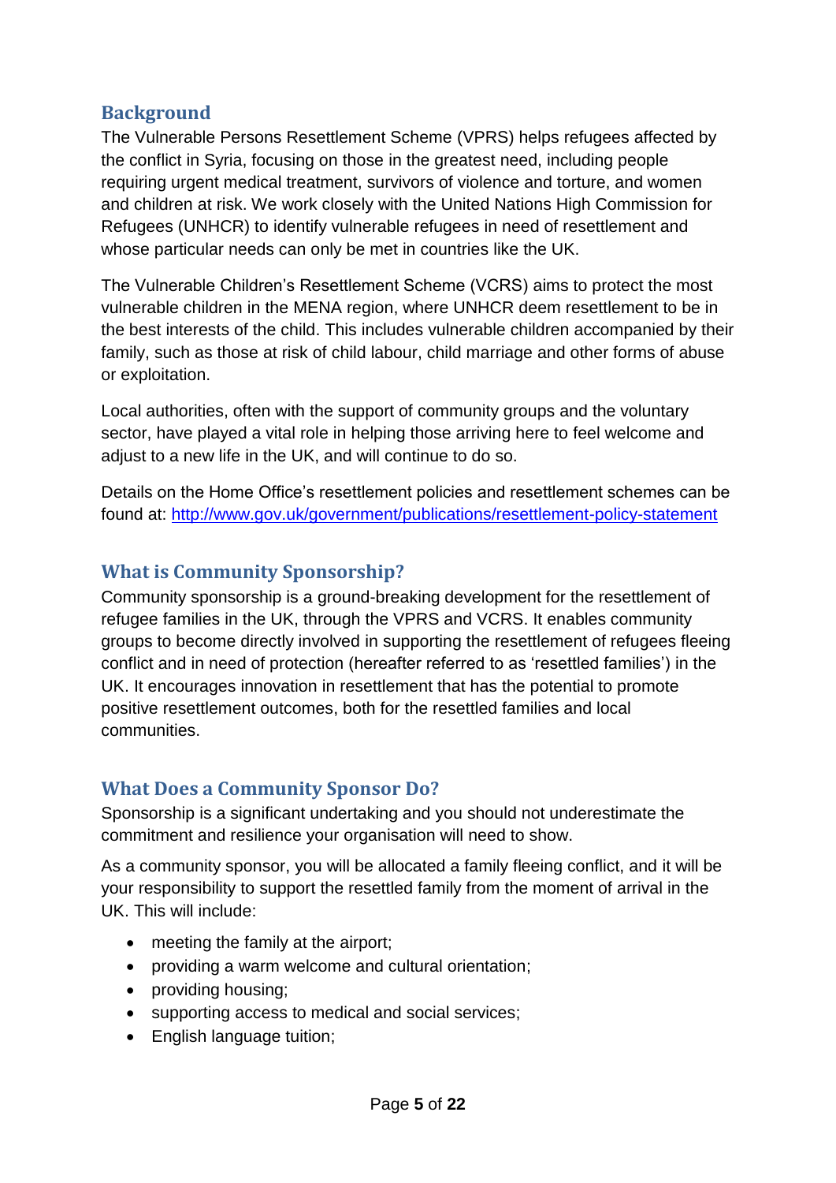## Background

The Vulnerable Persons Resettlement Scheme (VPRS) helps refugees affected by the conflict in Syria, focusing on those in the greatest need, including people requiring urgent medical treatment, survivors of violence and torture, and women and children at risk. We work closely with the United Nations High Commission for Refugees (UNHCR) to identify vulnerable refugees in need of resettlement and whose particular needs can only be met in countries like the UK.

The Vulnerable Children's Resettlement Scheme (VCRS) aims to protect the most vulnerable children in the MENA region, where UNHCR deem resettlement to be in the best interests of the child. This includes vulnerable children accompanied by their family, such as those at risk of child labour, child marriage and other forms of abuse or exploitation.

Local authorities, often with the support of community groups and the voluntary sector, have played a vital role in helping those arriving here to feel welcome and adjust to a new life in the UK, and will continue to do so.

Details on the Home Office's resettlement policies and resettlement schemes can be found at: [http://www.gov.uk/government/publications/resettlement-policy-statement](http://www.gov.uk/government/publications/resettlement-policy-statement)

## What is Community Sponsorship?

Community sponsorship is a ground-breaking development for the resettlement of refugee families in the UK, through the VPRS and VCRS. It enables community groups to become directly involved in supporting the resettlement of refugees fleeing conflict and in need of protection (hereafter referred to as 'resettled families') in the UK. It encourages innovation in resettlement that has the potential to promote positive resettlement outcomes, both for the resettled families and local communities.

## What Does a Community Sponsor Do?

Sponsorship is a significant undertaking and you should not underestimate the commitment and resilience your organisation will need to show.

As a community sponsor, you will be allocated a family fleeing conflict, and it will be your responsibility to support the resettled family from the moment of arrival in the UK. This will include:

- meeting the family at the airport;
- providing a warm welcome and cultural orientation;
- providing housing;
- supporting access to medical and social services;
- English language tuition;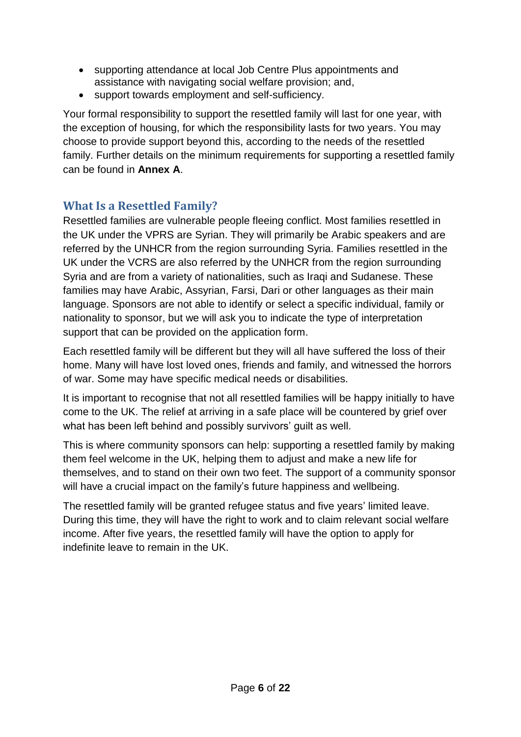- supporting attendance at local Job Centre Plus appointments and assistance with navigating social welfare provision; and,
- support towards employment and self-sufficiency.

Your formal responsibility to support the resettled family will last for one year, with the exception of housing, for which the responsibility lasts for two years. You may choose to provide support beyond this, according to the needs of the resettled family. Further details on the minimum requirements for supporting a resettled family can be found in **Annex A**.

## What Is a Resettled Family?

Resettled families are vulnerable people fleeing conflict. Most families resettled in the UK under the VPRS are Syrian. They will primarily be Arabic speakers and are referred by the UNHCR from the region surrounding Syria. Families resettled in the UK under the VCRS are also referred by the UNHCR from the region surrounding Syria and are from a variety of nationalities, such as Iraqi and Sudanese. These families may have Arabic, Assyrian, Farsi, Dari or other languages as their main language. Sponsors are not able to identify or select a specific individual, family or nationality to sponsor, but we will ask you to indicate the type of interpretation support that can be provided on the application form.

Each resettled family will be different but they will all have suffered the loss of their home. Many will have lost loved ones, friends and family, and witnessed the horrors of war. Some may have specific medical needs or disabilities.

It is important to recognise that not all resettled families will be happy initially to have come to the UK. The relief at arriving in a safe place will be countered by grief over what has been left behind and possibly survivors' guilt as well.

This is where community sponsors can help: supporting a resettled family by making them feel welcome in the UK, helping them to adjust and make a new life for themselves, and to stand on their own two feet. The support of a community sponsor will have a crucial impact on the family's future happiness and wellbeing.

The resettled family will be granted refugee status and five years' limited leave. During this time, they will have the right to work and to claim relevant social welfare income. After five years, the resettled family will have the option to apply for indefinite leave to remain in the UK.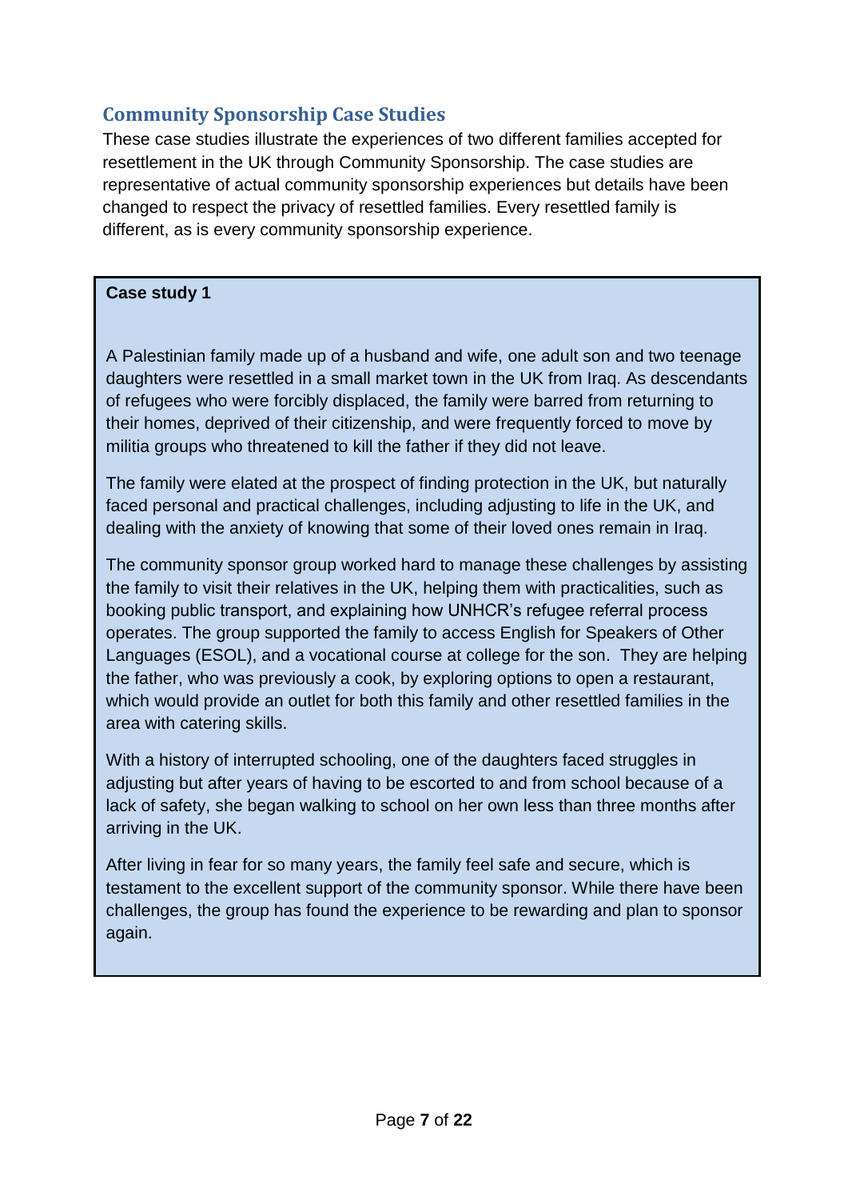## Community Sponsorship Case Studies

These case studies illustrate the experiences of two different families accepted for resettlement in the UK through Community Sponsorship. The case studies are representative of actual community sponsorship experiences but details have been changed to respect the privacy of resettled families. Every resettled family is different, as is every community sponsorship experience.

**Case study 1**

A Palestinian family made up of a husband and wife, one adult son and two teenage daughters were resettled in a small market town in the UK from Iraq. As descendants of refugees who were forcibly displaced, the family were barred from returning to their homes, deprived of their citizenship, and were frequently forced to move by militia groups who threatened to kill the father if they did not leave.

The family were elated at the prospect of finding protection in the UK, but naturally faced personal and practical challenges, including adjusting to life in the UK, and dealing with the anxiety of knowing that some of their loved ones remain in Iraq.

The community sponsor group worked hard to manage these challenges by assisting the family to visit their relatives in the UK, helping them with practicalities, such as booking public transport, and explaining how UNHCR's refugee referral process operates. The group supported the family to access English for Speakers of Other Languages (ESOL), and a vocational course at college for the son. They are helping the father, who was previously a cook, by exploring options to open a restaurant, which would provide an outlet for both this family and other resettled families in the area with catering skills.

With a history of interrupted schooling, one of the daughters faced struggles in adjusting but after years of having to be escorted to and from school because of a lack of safety, she began walking to school on her own less than three months after arriving in the UK.

After living in fear for so many years, the family feel safe and secure, which is testament to the excellent support of the community sponsor. While there have been challenges, the group has found the experience to be rewarding and plan to sponsor again.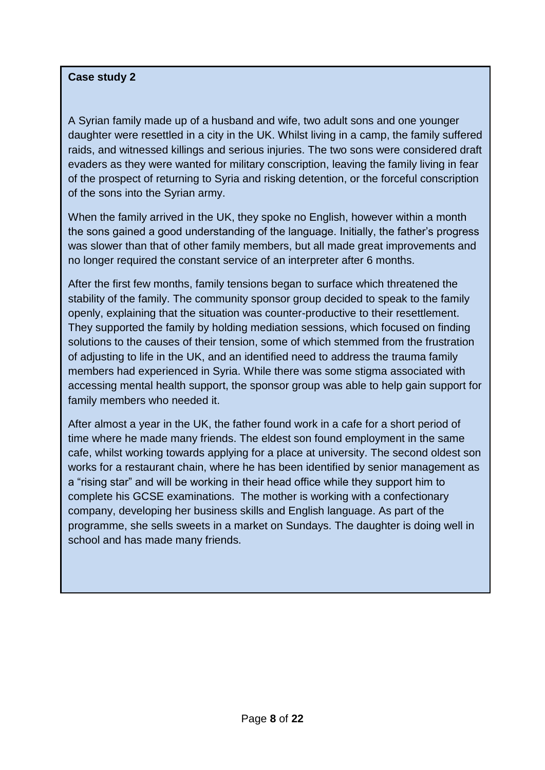**Case study 2**

A Syrian family made up of a husband and wife, two adult sons and one younger daughter were resettled in a city in the UK. Whilst living in a camp, the family suffered raids, and witnessed killings and serious injuries. The two sons were considered draft evaders as they were wanted for military conscription, leaving the family living in fear of the prospect of returning to Syria and risking detention, or the forceful conscription of the sons into the Syrian army.

When the family arrived in the UK, they spoke no English, however within a month the sons gained a good understanding of the language. Initially, the father's progress was slower than that of other family members, but all made great improvements and no longer required the constant service of an interpreter after 6 months.

After the first few months, family tensions began to surface which threatened the stability of the family. The community sponsor group decided to speak to the family openly, explaining that the situation was counter-productive to their resettlement. They supported the family by holding mediation sessions, which focused on finding solutions to the causes of their tension, some of which stemmed from the frustration of adjusting to life in the UK, and an identified need to address the trauma family members had experienced in Syria. While there was some stigma associated with accessing mental health support, the sponsor group was able to help gain support for family members who needed it.

After almost a year in the UK, the father found work in a cafe for a short period of time where he made many friends. The eldest son found employment in the same cafe, whilst working towards applying for a place at university. The second oldest son works for a restaurant chain, where he has been identified by senior management as a "rising star" and will be working in their head office while they support him to complete his GCSE examinations. The mother is working with a confectionary company, developing her business skills and English language. As part of the programme, she sells sweets in a market on Sundays. The daughter is doing well in school and has made many friends.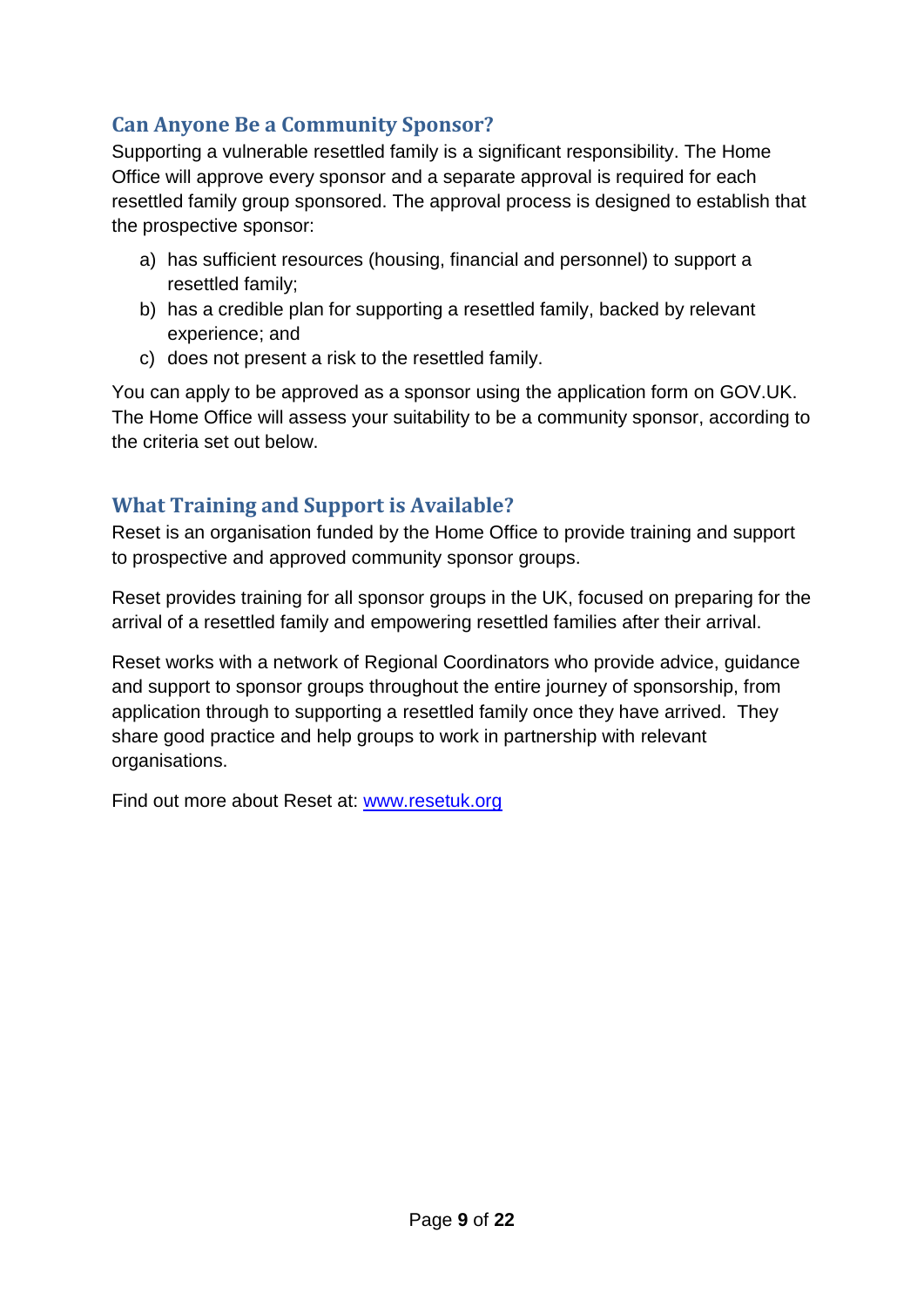## Can Anyone Be a Community Sponsor?

Supporting a vulnerable resettled family is a significant responsibility. The Home Office will approve every sponsor and a separate approval is required for each resettled family group sponsored. The approval process is designed to establish that the prospective sponsor:

a) has sufficient resources (housing, financial and personnel) to support a resettled family;
b) has a credible plan for supporting a resettled family, backed by relevant experience; and
c) does not present a risk to the resettled family.

You can apply to be approved as a sponsor using the application form on GOV.UK. The Home Office will assess your suitability to be a community sponsor, according to the criteria set out below.

## What Training and Support is Available?

Reset is an organisation funded by the Home Office to provide training and support to prospective and approved community sponsor groups.

Reset provides training for all sponsor groups in the UK, focused on preparing for the arrival of a resettled family and empowering resettled families after their arrival.

Reset works with a network of Regional Coordinators who provide advice, guidance and support to sponsor groups throughout the entire journey of sponsorship, from application through to supporting a resettled family once they have arrived. They share good practice and help groups to work in partnership with relevant organisations.

Find out more about Reset at: [www.resetuk.org](http://www.resetuk.org)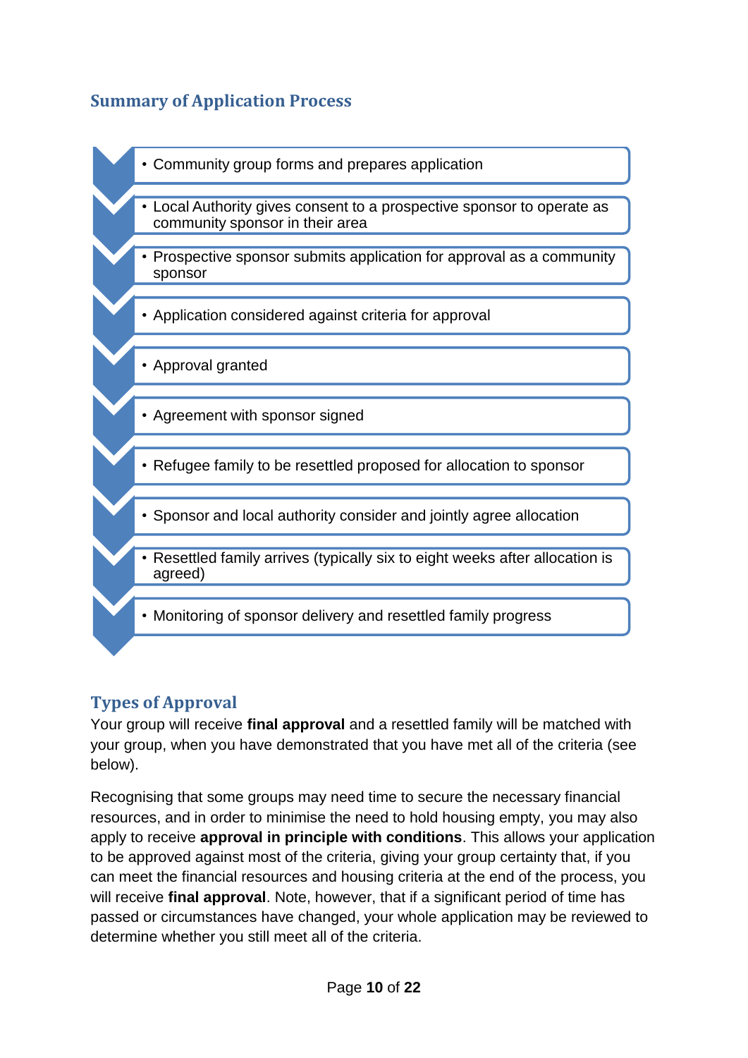## Summary of Application Process

- Community group forms and prepares application
- Local Authority gives consent to a prospective sponsor to operate as community sponsor in their area
- Prospective sponsor submits application for approval as a community sponsor
- Application considered against criteria for approval
- Approval granted
- Agreement with sponsor signed
- Refugee family to be resettled proposed for allocation to sponsor
- Sponsor and local authority consider and jointly agree allocation
- Resettled family arrives (typically six to eight weeks after allocation is agreed)
- Monitoring of sponsor delivery and resettled family progress

## Types of Approval

Your group will receive **final approval** and a resettled family will be matched with your group, when you have demonstrated that you have met all of the criteria (see below).

Recognising that some groups may need time to secure the necessary financial resources, and in order to minimise the need to hold housing empty, you may also apply to receive **approval in principle with conditions**. This allows your application to be approved against most of the criteria, giving your group certainty that, if you can meet the financial resources and housing criteria at the end of the process, you will receive **final approval**. Note, however, that if a significant period of time has passed or circumstances have changed, your whole application may be reviewed to determine whether you still meet all of the criteria.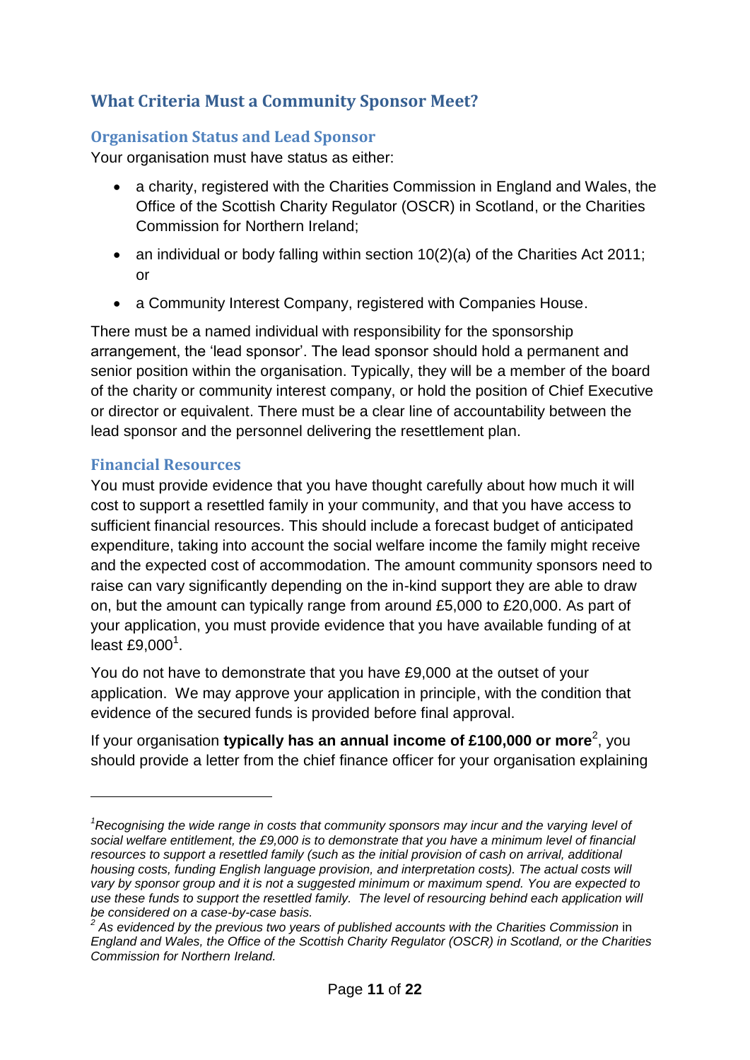## What Criteria Must a Community Sponsor Meet?

### Organisation Status and Lead Sponsor

Your organisation must have status as either:

- a charity, registered with the Charities Commission in England and Wales, the Office of the Scottish Charity Regulator (OSCR) in Scotland, or the Charities Commission for Northern Ireland;
- an individual or body falling within section 10(2)(a) of the Charities Act 2011; or
- a Community Interest Company, registered with Companies House.

There must be a named individual with responsibility for the sponsorship arrangement, the 'lead sponsor'. The lead sponsor should hold a permanent and senior position within the organisation. Typically, they will be a member of the board of the charity or community interest company, or hold the position of Chief Executive or director or equivalent. There must be a clear line of accountability between the lead sponsor and the personnel delivering the resettlement plan.

### Financial Resources

You must provide evidence that you have thought carefully about how much it will cost to support a resettled family in your community, and that you have access to sufficient financial resources. This should include a forecast budget of anticipated expenditure, taking into account the social welfare income the family might receive and the expected cost of accommodation. The amount community sponsors need to raise can vary significantly depending on the in-kind support they are able to draw on, but the amount can typically range from around £5,000 to £20,000. As part of your application, you must provide evidence that you have available funding of at least £9,000[1].

You do not have to demonstrate that you have £9,000 at the outset of your application. We may approve your application in principle, with the condition that evidence of the secured funds is provided before final approval.

If your organisation **typically has an annual income of £100,000 or more**[2], you should provide a letter from the chief finance officer for your organisation explaining

---

[1] *Recognising the wide range in costs that community sponsors may incur and the varying level of social welfare entitlement, the £9,000 is to demonstrate that you have a minimum level of financial resources to support a resettled family (such as the initial provision of cash on arrival, additional housing costs, funding English language provision, and interpretation costs). The actual costs will vary by sponsor group and it is not a suggested minimum or maximum spend. You are expected to use these funds to support the resettled family. The level of resourcing behind each application will be considered on a case-by-case basis.*

[2] *As evidenced by the previous two years of published accounts with the Charities Commission in England and Wales, the Office of the Scottish Charity Regulator (OSCR) in Scotland, or the Charities Commission for Northern Ireland.*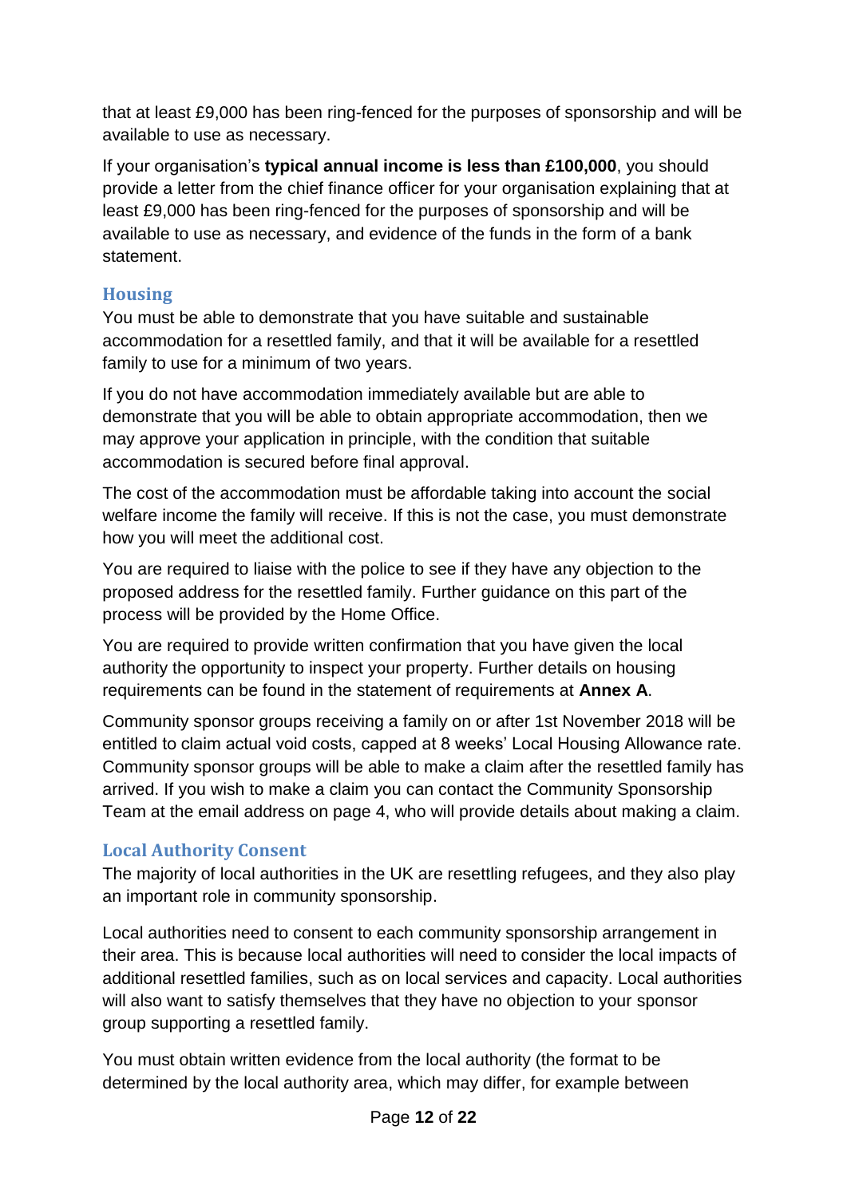that at least £9,000 has been ring-fenced for the purposes of sponsorship and will be available to use as necessary.

If your organisation's **typical annual income is less than £100,000**, you should provide a letter from the chief finance officer for your organisation explaining that at least £9,000 has been ring-fenced for the purposes of sponsorship and will be available to use as necessary, and evidence of the funds in the form of a bank statement.

### Housing

You must be able to demonstrate that you have suitable and sustainable accommodation for a resettled family, and that it will be available for a resettled family to use for a minimum of two years.

If you do not have accommodation immediately available but are able to demonstrate that you will be able to obtain appropriate accommodation, then we may approve your application in principle, with the condition that suitable accommodation is secured before final approval.

The cost of the accommodation must be affordable taking into account the social welfare income the family will receive. If this is not the case, you must demonstrate how you will meet the additional cost.

You are required to liaise with the police to see if they have any objection to the proposed address for the resettled family. Further guidance on this part of the process will be provided by the Home Office.

You are required to provide written confirmation that you have given the local authority the opportunity to inspect your property. Further details on housing requirements can be found in the statement of requirements at **Annex A**.

Community sponsor groups receiving a family on or after 1st November 2018 will be entitled to claim actual void costs, capped at 8 weeks' Local Housing Allowance rate. Community sponsor groups will be able to make a claim after the resettled family has arrived. If you wish to make a claim you can contact the Community Sponsorship Team at the email address on page 4, who will provide details about making a claim.

### Local Authority Consent

The majority of local authorities in the UK are resettling refugees, and they also play an important role in community sponsorship.

Local authorities need to consent to each community sponsorship arrangement in their area. This is because local authorities will need to consider the local impacts of additional resettled families, such as on local services and capacity. Local authorities will also want to satisfy themselves that they have no objection to your sponsor group supporting a resettled family.

You must obtain written evidence from the local authority (the format to be determined by the local authority area, which may differ, for example between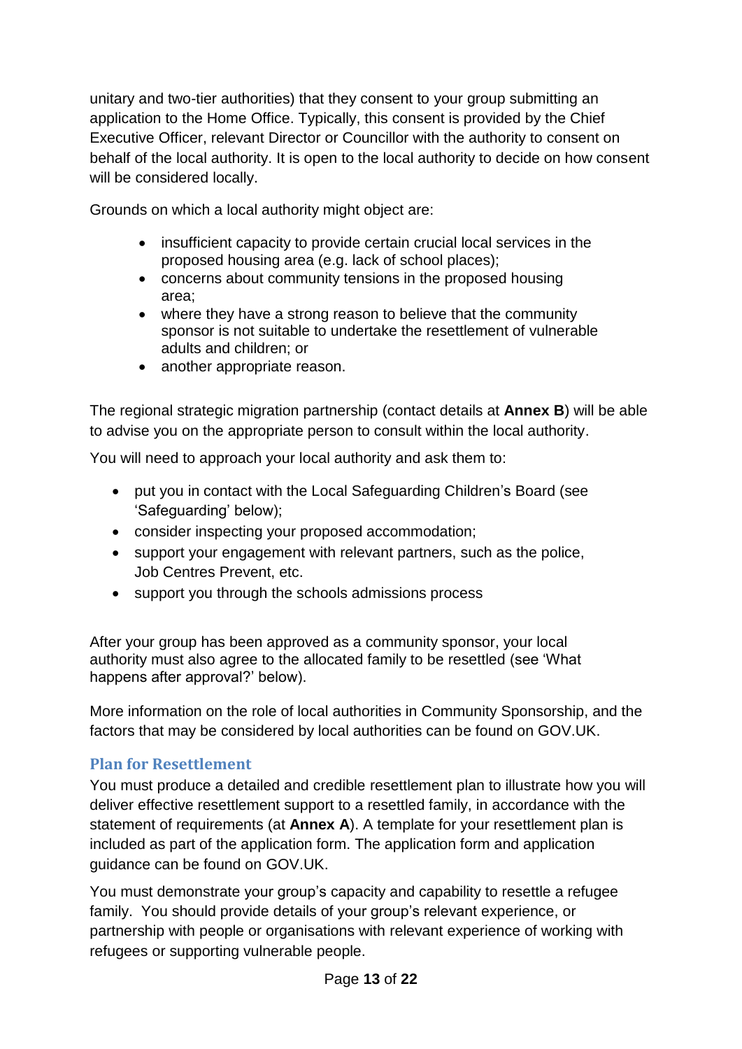unitary and two-tier authorities) that they consent to your group submitting an application to the Home Office. Typically, this consent is provided by the Chief Executive Officer, relevant Director or Councillor with the authority to consent on behalf of the local authority. It is open to the local authority to decide on how consent will be considered locally.

Grounds on which a local authority might object are:

- insufficient capacity to provide certain crucial local services in the proposed housing area (e.g. lack of school places);
- concerns about community tensions in the proposed housing area;
- where they have a strong reason to believe that the community sponsor is not suitable to undertake the resettlement of vulnerable adults and children; or
- another appropriate reason.

The regional strategic migration partnership (contact details at **Annex B**) will be able to advise you on the appropriate person to consult within the local authority.

You will need to approach your local authority and ask them to:

- put you in contact with the Local Safeguarding Children's Board (see 'Safeguarding' below);
- consider inspecting your proposed accommodation;
- support your engagement with relevant partners, such as the police, Job Centres Prevent, etc.
- support you through the schools admissions process

After your group has been approved as a community sponsor, your local authority must also agree to the allocated family to be resettled (see 'What happens after approval?' below).

More information on the role of local authorities in Community Sponsorship, and the factors that may be considered by local authorities can be found on GOV.UK.

### Plan for Resettlement

You must produce a detailed and credible resettlement plan to illustrate how you will deliver effective resettlement support to a resettled family, in accordance with the statement of requirements (at **Annex A**). A template for your resettlement plan is included as part of the application form. The application form and application guidance can be found on GOV.UK.

You must demonstrate your group's capacity and capability to resettle a refugee family. You should provide details of your group's relevant experience, or partnership with people or organisations with relevant experience of working with refugees or supporting vulnerable people.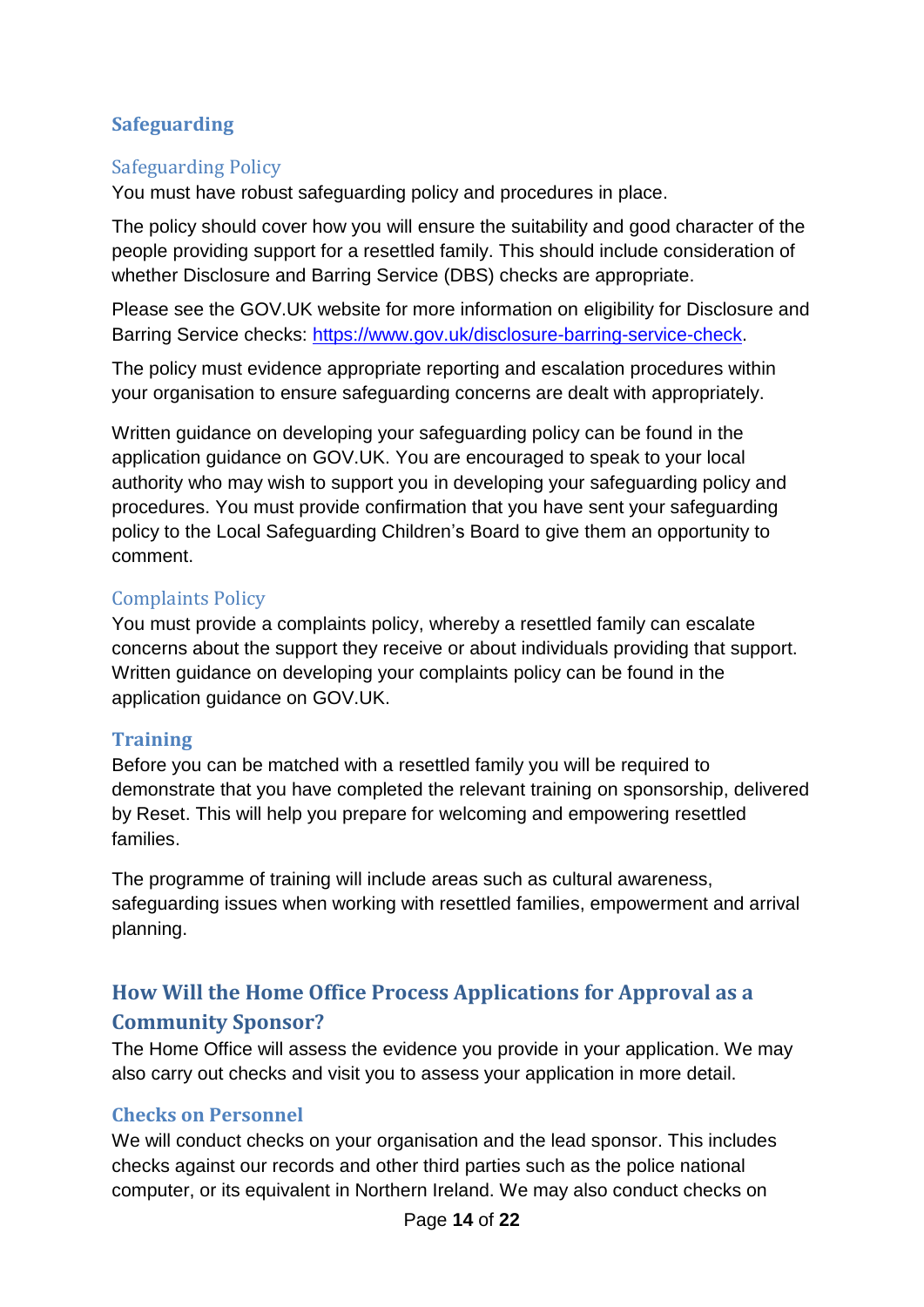## Safeguarding

### Safeguarding Policy

You must have robust safeguarding policy and procedures in place.

The policy should cover how you will ensure the suitability and good character of the people providing support for a resettled family. This should include consideration of whether Disclosure and Barring Service (DBS) checks are appropriate.

Please see the GOV.UK website for more information on eligibility for Disclosure and Barring Service checks: https://www.gov.uk/disclosure-barring-service-check.

The policy must evidence appropriate reporting and escalation procedures within your organisation to ensure safeguarding concerns are dealt with appropriately.

Written guidance on developing your safeguarding policy can be found in the application guidance on GOV.UK. You are encouraged to speak to your local authority who may wish to support you in developing your safeguarding policy and procedures. You must provide confirmation that you have sent your safeguarding policy to the Local Safeguarding Children's Board to give them an opportunity to comment.

### Complaints Policy

You must provide a complaints policy, whereby a resettled family can escalate concerns about the support they receive or about individuals providing that support. Written guidance on developing your complaints policy can be found in the application guidance on GOV.UK.

## Training

Before you can be matched with a resettled family you will be required to demonstrate that you have completed the relevant training on sponsorship, delivered by Reset. This will help you prepare for welcoming and empowering resettled families.

The programme of training will include areas such as cultural awareness, safeguarding issues when working with resettled families, empowerment and arrival planning.

# How Will the Home Office Process Applications for Approval as a Community Sponsor?

The Home Office will assess the evidence you provide in your application. We may also carry out checks and visit you to assess your application in more detail.

## Checks on Personnel

We will conduct checks on your organisation and the lead sponsor. This includes checks against our records and other third parties such as the police national computer, or its equivalent in Northern Ireland. We may also conduct checks on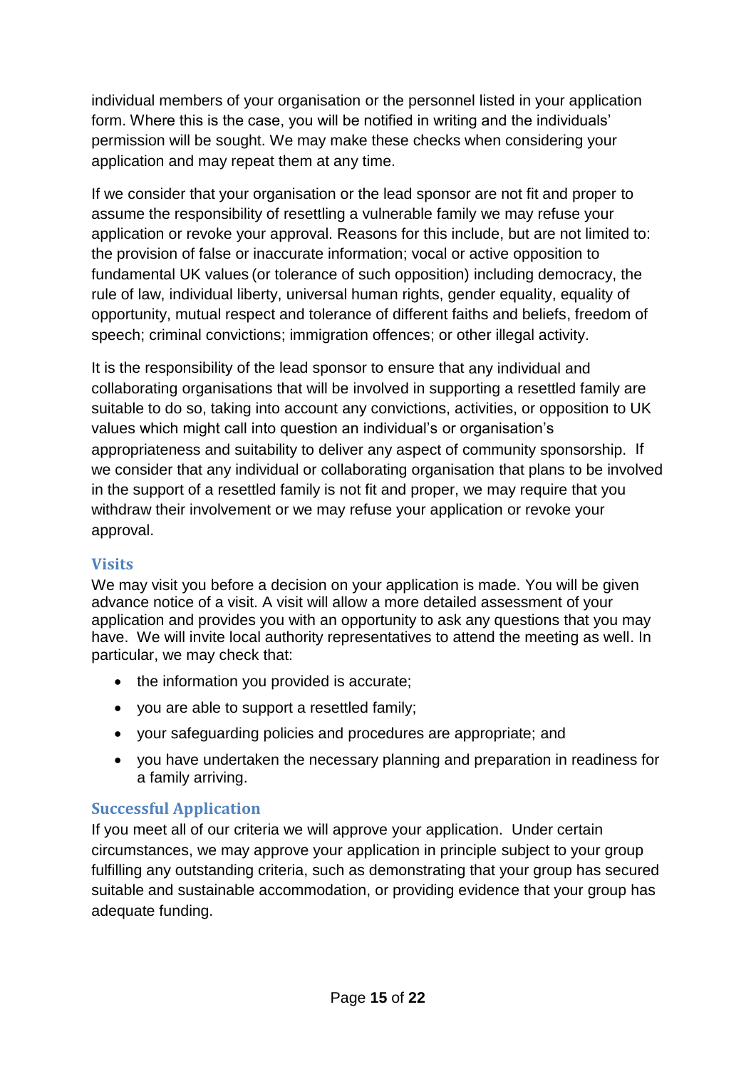individual members of your organisation or the personnel listed in your application form. Where this is the case, you will be notified in writing and the individuals' permission will be sought. We may make these checks when considering your application and may repeat them at any time.

If we consider that your organisation or the lead sponsor are not fit and proper to assume the responsibility of resettling a vulnerable family we may refuse your application or revoke your approval. Reasons for this include, but are not limited to: the provision of false or inaccurate information; vocal or active opposition to fundamental UK values (or tolerance of such opposition) including democracy, the rule of law, individual liberty, universal human rights, gender equality, equality of opportunity, mutual respect and tolerance of different faiths and beliefs, freedom of speech; criminal convictions; immigration offences; or other illegal activity.

It is the responsibility of the lead sponsor to ensure that any individual and collaborating organisations that will be involved in supporting a resettled family are suitable to do so, taking into account any convictions, activities, or opposition to UK values which might call into question an individual's or organisation's appropriateness and suitability to deliver any aspect of community sponsorship. If we consider that any individual or collaborating organisation that plans to be involved in the support of a resettled family is not fit and proper, we may require that you withdraw their involvement or we may refuse your application or revoke your approval.

## Visits

We may visit you before a decision on your application is made. You will be given advance notice of a visit. A visit will allow a more detailed assessment of your application and provides you with an opportunity to ask any questions that you may have. We will invite local authority representatives to attend the meeting as well. In particular, we may check that:

- the information you provided is accurate;
- you are able to support a resettled family;
- your safeguarding policies and procedures are appropriate; and
- you have undertaken the necessary planning and preparation in readiness for a family arriving.

## Successful Application

If you meet all of our criteria we will approve your application. Under certain circumstances, we may approve your application in principle subject to your group fulfilling any outstanding criteria, such as demonstrating that your group has secured suitable and sustainable accommodation, or providing evidence that your group has adequate funding.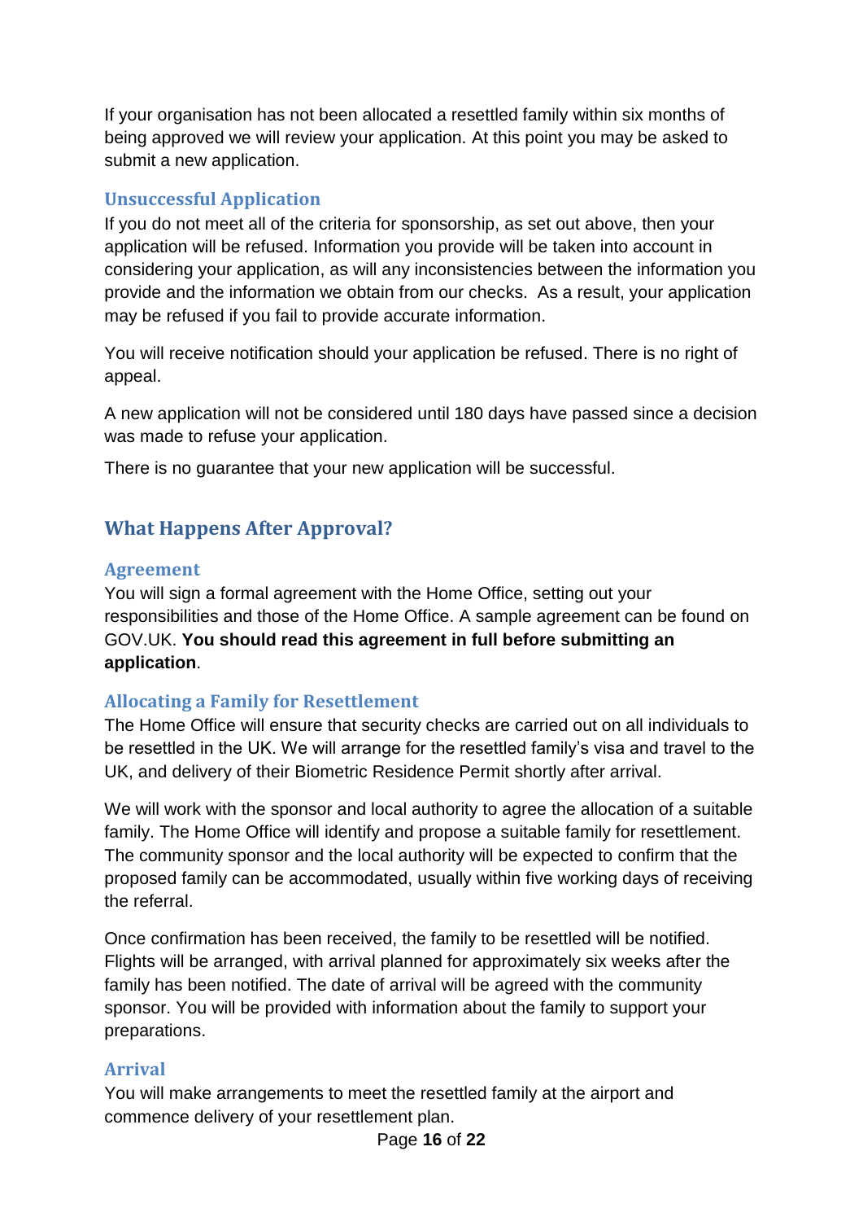If your organisation has not been allocated a resettled family within six months of being approved we will review your application. At this point you may be asked to submit a new application.

### Unsuccessful Application

If you do not meet all of the criteria for sponsorship, as set out above, then your application will be refused. Information you provide will be taken into account in considering your application, as will any inconsistencies between the information you provide and the information we obtain from our checks. As a result, your application may be refused if you fail to provide accurate information.

You will receive notification should your application be refused. There is no right of appeal.

A new application will not be considered until 180 days have passed since a decision was made to refuse your application.

There is no guarantee that your new application will be successful.

## What Happens After Approval?

### Agreement

You will sign a formal agreement with the Home Office, setting out your responsibilities and those of the Home Office. A sample agreement can be found on GOV.UK. **You should read this agreement in full before submitting an application**.

### Allocating a Family for Resettlement

The Home Office will ensure that security checks are carried out on all individuals to be resettled in the UK. We will arrange for the resettled family's visa and travel to the UK, and delivery of their Biometric Residence Permit shortly after arrival.

We will work with the sponsor and local authority to agree the allocation of a suitable family. The Home Office will identify and propose a suitable family for resettlement. The community sponsor and the local authority will be expected to confirm that the proposed family can be accommodated, usually within five working days of receiving the referral.

Once confirmation has been received, the family to be resettled will be notified. Flights will be arranged, with arrival planned for approximately six weeks after the family has been notified. The date of arrival will be agreed with the community sponsor. You will be provided with information about the family to support your preparations.

### Arrival

You will make arrangements to meet the resettled family at the airport and commence delivery of your resettlement plan.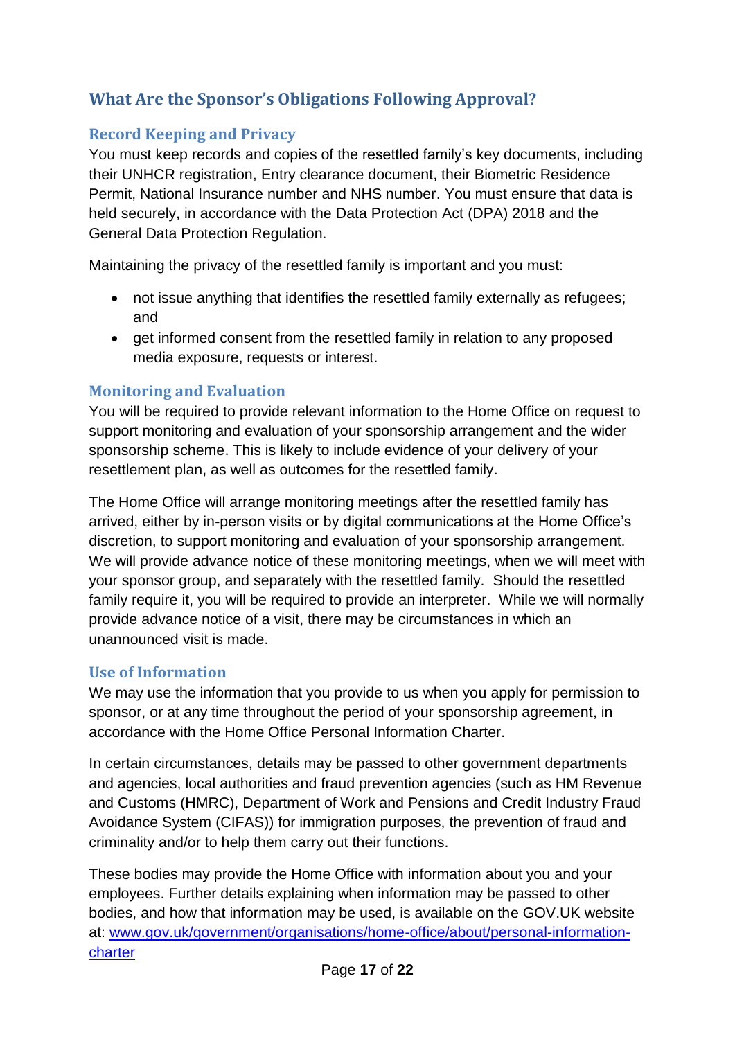## What Are the Sponsor's Obligations Following Approval?

### Record Keeping and Privacy

You must keep records and copies of the resettled family's key documents, including their UNHCR registration, Entry clearance document, their Biometric Residence Permit, National Insurance number and NHS number. You must ensure that data is held securely, in accordance with the Data Protection Act (DPA) 2018 and the General Data Protection Regulation.

Maintaining the privacy of the resettled family is important and you must:

- not issue anything that identifies the resettled family externally as refugees; and
- get informed consent from the resettled family in relation to any proposed media exposure, requests or interest.

### Monitoring and Evaluation

You will be required to provide relevant information to the Home Office on request to support monitoring and evaluation of your sponsorship arrangement and the wider sponsorship scheme. This is likely to include evidence of your delivery of your resettlement plan, as well as outcomes for the resettled family.

The Home Office will arrange monitoring meetings after the resettled family has arrived, either by in-person visits or by digital communications at the Home Office's discretion, to support monitoring and evaluation of your sponsorship arrangement. We will provide advance notice of these monitoring meetings, when we will meet with your sponsor group, and separately with the resettled family. Should the resettled family require it, you will be required to provide an interpreter. While we will normally provide advance notice of a visit, there may be circumstances in which an unannounced visit is made.

### Use of Information

We may use the information that you provide to us when you apply for permission to sponsor, or at any time throughout the period of your sponsorship agreement, in accordance with the Home Office Personal Information Charter.

In certain circumstances, details may be passed to other government departments and agencies, local authorities and fraud prevention agencies (such as HM Revenue and Customs (HMRC), Department of Work and Pensions and Credit Industry Fraud Avoidance System (CIFAS)) for immigration purposes, the prevention of fraud and criminality and/or to help them carry out their functions.

These bodies may provide the Home Office with information about you and your employees. Further details explaining when information may be passed to other bodies, and how that information may be used, is available on the GOV.UK website at: [www.gov.uk/government/organisations/home-office/about/personal-information-charter](www.gov.uk/government/organisations/home-office/about/personal-information-charter)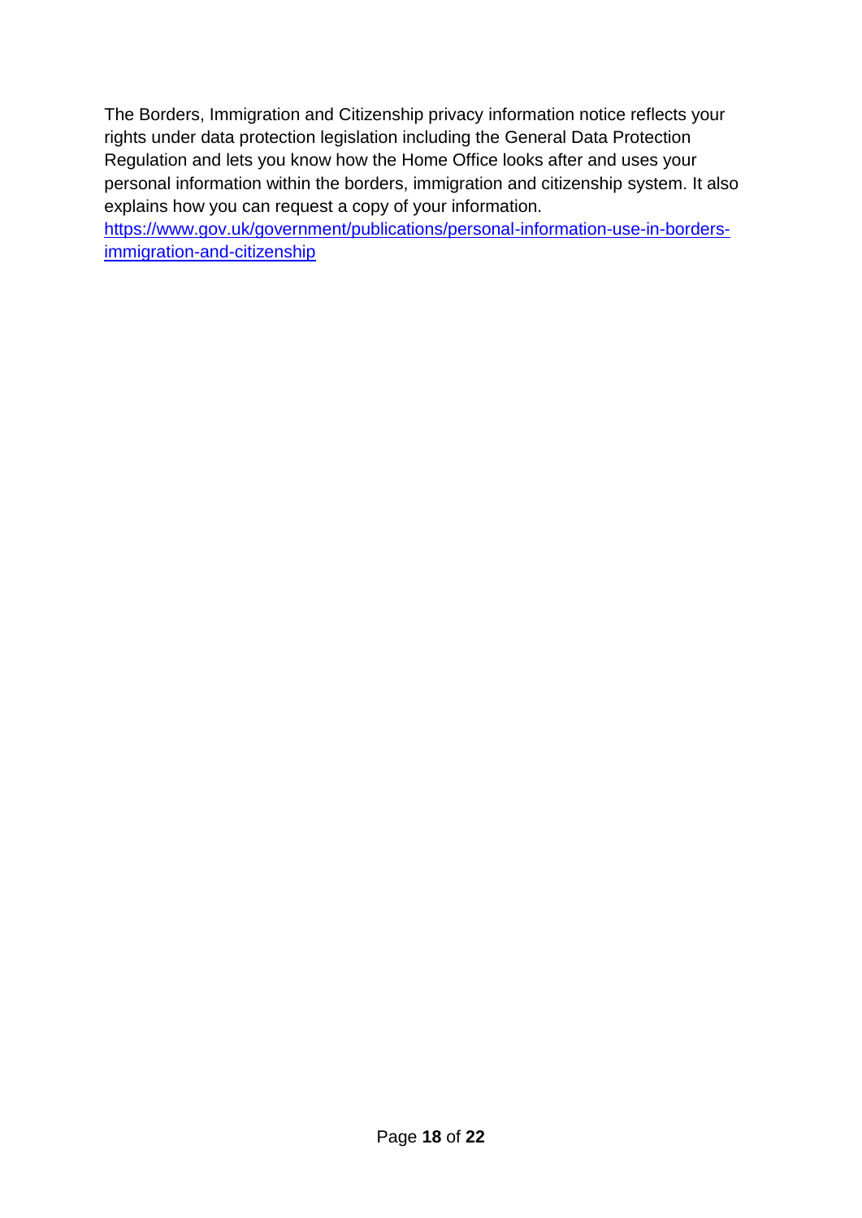The Borders, Immigration and Citizenship privacy information notice reflects your rights under data protection legislation including the General Data Protection Regulation and lets you know how the Home Office looks after and uses your personal information within the borders, immigration and citizenship system. It also explains how you can request a copy of your information.
[https://www.gov.uk/government/publications/personal-information-use-in-borders-immigration-and-citizenship](https://www.gov.uk/government/publications/personal-information-use-in-borders-immigration-and-citizenship)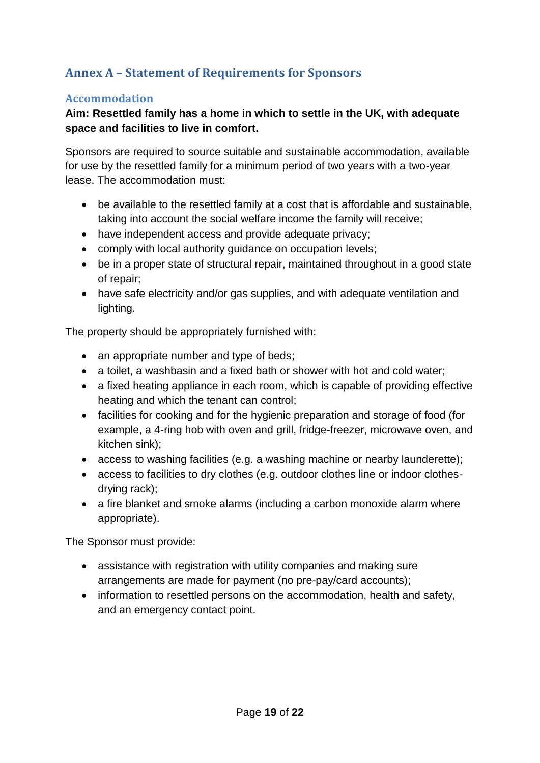## Annex A – Statement of Requirements for Sponsors

### Accommodation

**Aim: Resettled family has a home in which to settle in the UK, with adequate space and facilities to live in comfort.**

Sponsors are required to source suitable and sustainable accommodation, available for use by the resettled family for a minimum period of two years with a two-year lease. The accommodation must:

- be available to the resettled family at a cost that is affordable and sustainable, taking into account the social welfare income the family will receive;
- have independent access and provide adequate privacy;
- comply with local authority guidance on occupation levels;
- be in a proper state of structural repair, maintained throughout in a good state of repair;
- have safe electricity and/or gas supplies, and with adequate ventilation and lighting.

The property should be appropriately furnished with:

- an appropriate number and type of beds;
- a toilet, a washbasin and a fixed bath or shower with hot and cold water;
- a fixed heating appliance in each room, which is capable of providing effective heating and which the tenant can control;
- facilities for cooking and for the hygienic preparation and storage of food (for example, a 4-ring hob with oven and grill, fridge-freezer, microwave oven, and kitchen sink);
- access to washing facilities (e.g. a washing machine or nearby launderette);
- access to facilities to dry clothes (e.g. outdoor clothes line or indoor clothes-drying rack);
- a fire blanket and smoke alarms (including a carbon monoxide alarm where appropriate).

The Sponsor must provide:

- assistance with registration with utility companies and making sure arrangements are made for payment (no pre-pay/card accounts);
- information to resettled persons on the accommodation, health and safety, and an emergency contact point.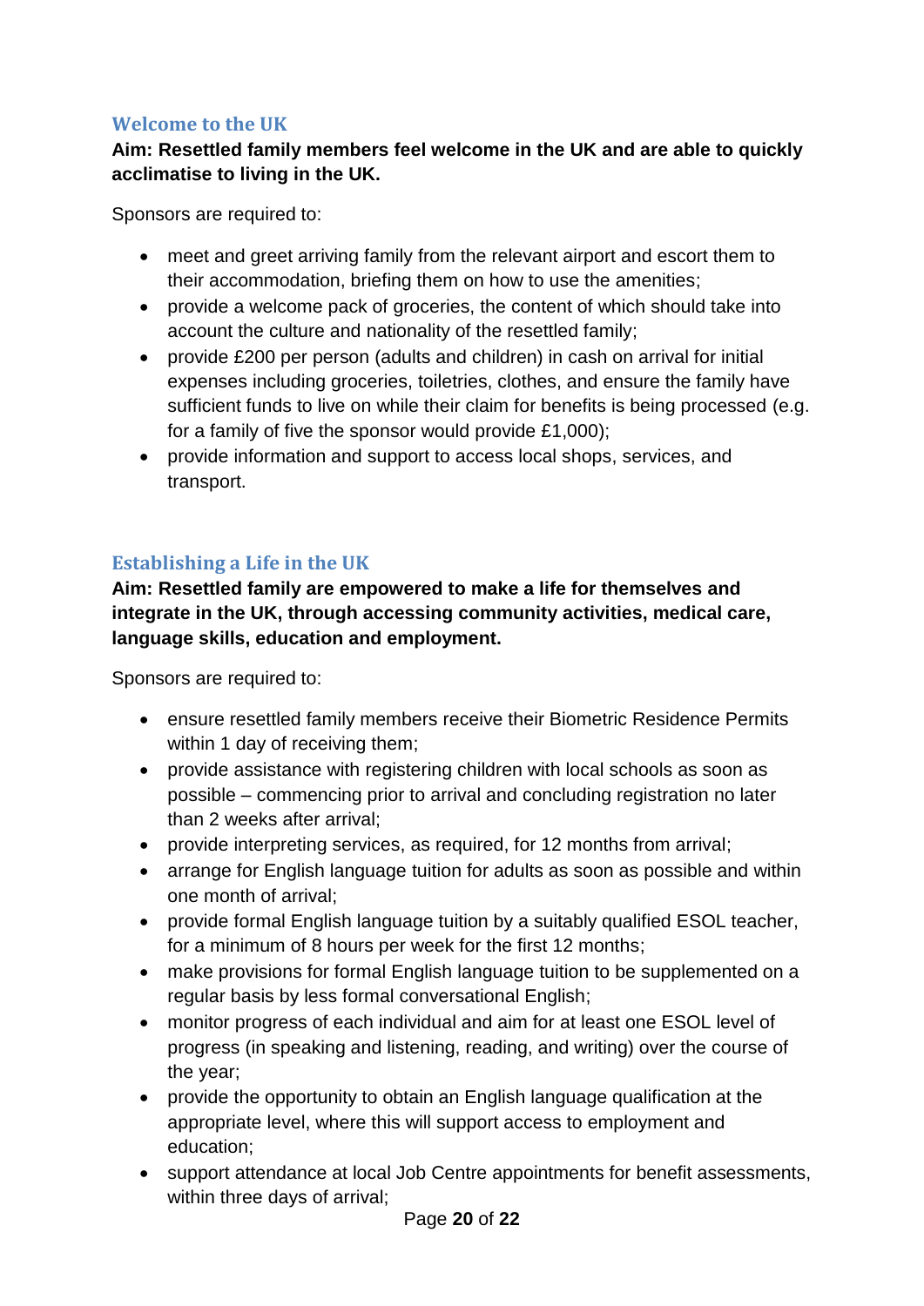## Welcome to the UK

**Aim: Resettled family members feel welcome in the UK and are able to quickly acclimatise to living in the UK.**

Sponsors are required to:

- meet and greet arriving family from the relevant airport and escort them to their accommodation, briefing them on how to use the amenities;
- provide a welcome pack of groceries, the content of which should take into account the culture and nationality of the resettled family;
- provide £200 per person (adults and children) in cash on arrival for initial expenses including groceries, toiletries, clothes, and ensure the family have sufficient funds to live on while their claim for benefits is being processed (e.g. for a family of five the sponsor would provide £1,000);
- provide information and support to access local shops, services, and transport.

## Establishing a Life in the UK

**Aim: Resettled family are empowered to make a life for themselves and integrate in the UK, through accessing community activities, medical care, language skills, education and employment.**

Sponsors are required to:

- ensure resettled family members receive their Biometric Residence Permits within 1 day of receiving them;
- provide assistance with registering children with local schools as soon as possible – commencing prior to arrival and concluding registration no later than 2 weeks after arrival;
- provide interpreting services, as required, for 12 months from arrival;
- arrange for English language tuition for adults as soon as possible and within one month of arrival;
- provide formal English language tuition by a suitably qualified ESOL teacher, for a minimum of 8 hours per week for the first 12 months;
- make provisions for formal English language tuition to be supplemented on a regular basis by less formal conversational English;
- monitor progress of each individual and aim for at least one ESOL level of progress (in speaking and listening, reading, and writing) over the course of the year;
- provide the opportunity to obtain an English language qualification at the appropriate level, where this will support access to employment and education;
- support attendance at local Job Centre appointments for benefit assessments, within three days of arrival;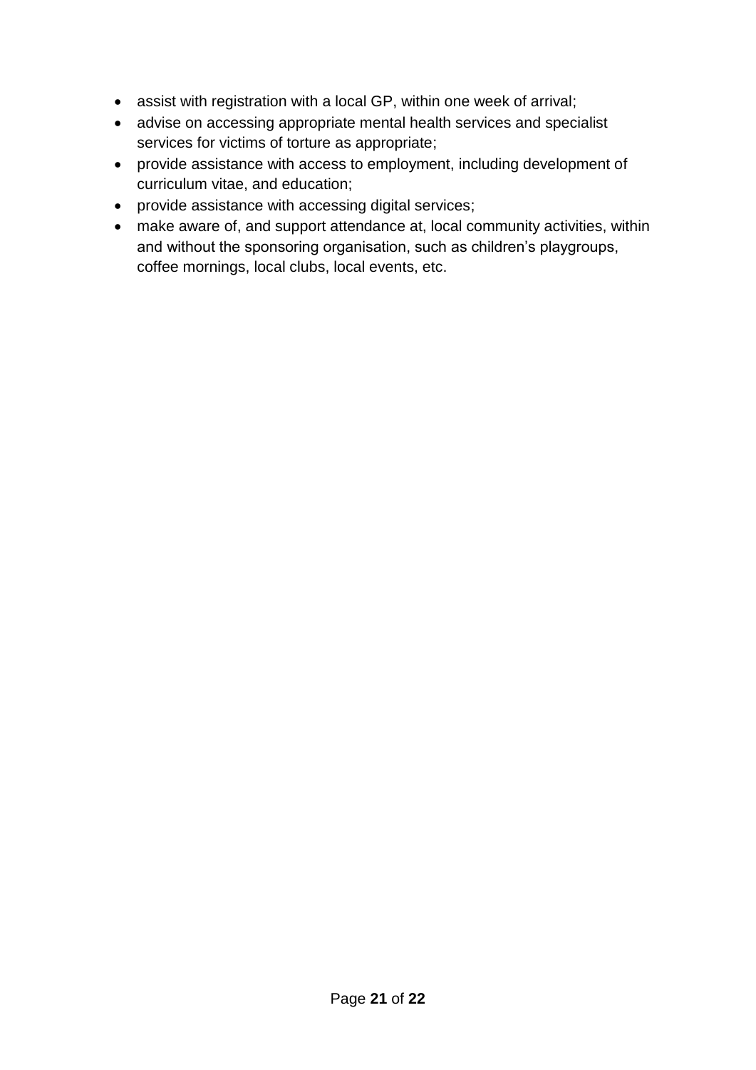- assist with registration with a local GP, within one week of arrival;
- advise on accessing appropriate mental health services and specialist services for victims of torture as appropriate;
- provide assistance with access to employment, including development of curriculum vitae, and education;
- provide assistance with accessing digital services;
- make aware of, and support attendance at, local community activities, within and without the sponsoring organisation, such as children's playgroups, coffee mornings, local clubs, local events, etc.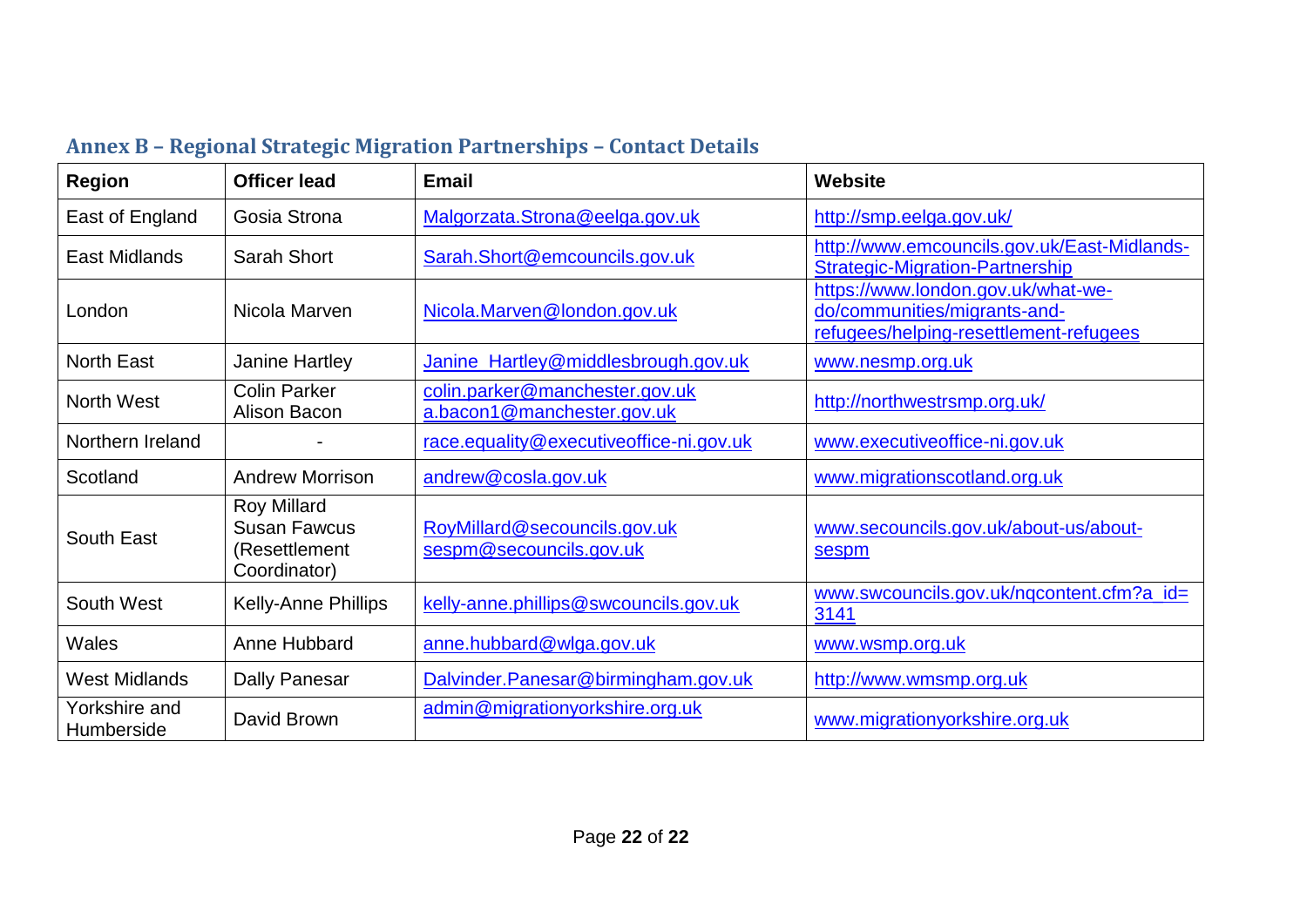## Annex B – Regional Strategic Migration Partnerships – Contact Details

| Region | Officer lead | Email | Website |
|---|---|---|---|
| East of England | Gosia Strona | Malgorzata.Strona@eelga.gov.uk | http://smp.eelga.gov.uk/ |
| East Midlands | Sarah Short | Sarah.Short@emcouncils.gov.uk | http://www.emcouncils.gov.uk/East-Midlands-Strategic-Migration-Partnership |
| London | Nicola Marven | Nicola.Marven@london.gov.uk | https://www.london.gov.uk/what-we-do/communities/migrants-and-refugees/helping-resettlement-refugees |
| North East | Janine Hartley | Janine_Hartley@middlesbrough.gov.uk | www.nesmp.org.uk |
| North West | Colin Parker<br>Alison Bacon | colin.parker@manchester.gov.uk<br>a.bacon1@manchester.gov.uk | http://northwestrsmp.org.uk/ |
| Northern Ireland | - | race.equality@executiveoffice-ni.gov.uk | www.executiveoffice-ni.gov.uk |
| Scotland | Andrew Morrison | andrew@cosla.gov.uk | www.migrationscotland.org.uk |
| South East | Roy Millard<br>Susan Fawcus (Resettlement Coordinator) | RoyMillard@secouncils.gov.uk<br>sespm@secouncils.gov.uk | www.secouncils.gov.uk/about-us/about-sespm |
| South West | Kelly-Anne Phillips | kelly-anne.phillips@swcouncils.gov.uk | www.swcouncils.gov.uk/nqcontent.cfm?a_id=3141 |
| Wales | Anne Hubbard | anne.hubbard@wlga.gov.uk | www.wsmp.org.uk |
| West Midlands | Dally Panesar | Dalvinder.Panesar@birmingham.gov.uk | http://www.wmsmp.org.uk |
| Yorkshire and Humberside | David Brown | admin@migrationyorkshire.org.uk | www.migrationyorkshire.org.uk |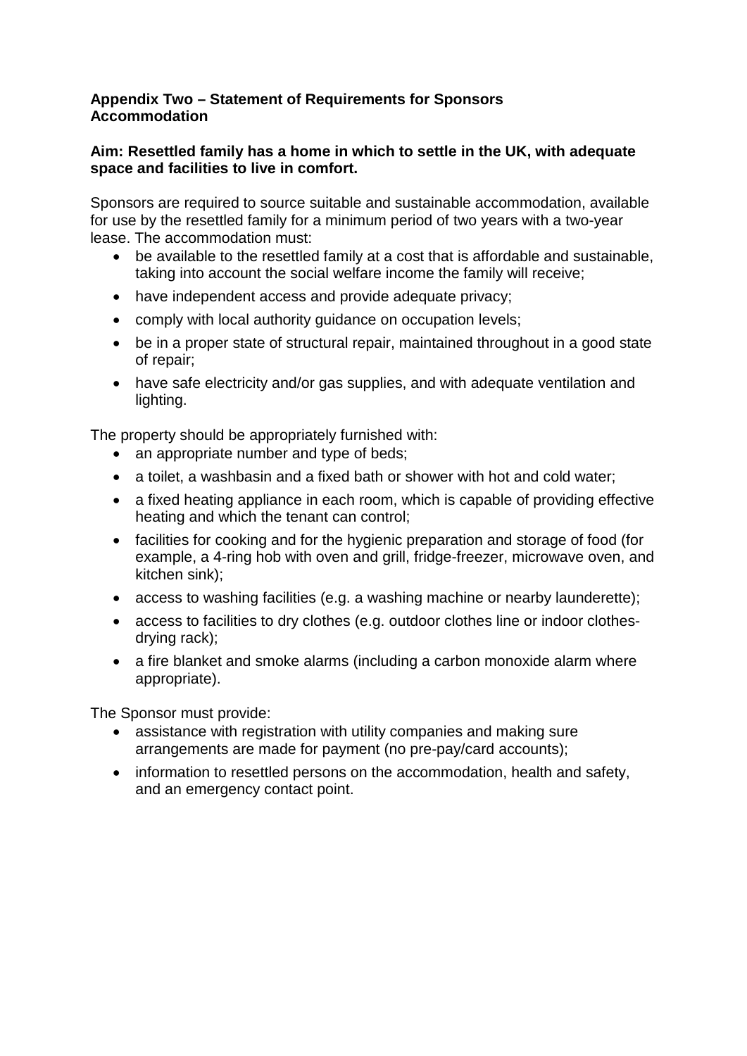**Appendix Two – Statement of Requirements for Sponsors Accommodation**

**Aim: Resettled family has a home in which to settle in the UK, with adequate space and facilities to live in comfort.**

Sponsors are required to source suitable and sustainable accommodation, available for use by the resettled family for a minimum period of two years with a two-year lease. The accommodation must:

- be available to the resettled family at a cost that is affordable and sustainable, taking into account the social welfare income the family will receive;
- have independent access and provide adequate privacy;
- comply with local authority guidance on occupation levels;
- be in a proper state of structural repair, maintained throughout in a good state of repair;
- have safe electricity and/or gas supplies, and with adequate ventilation and lighting.

The property should be appropriately furnished with:

- an appropriate number and type of beds;
- a toilet, a washbasin and a fixed bath or shower with hot and cold water;
- a fixed heating appliance in each room, which is capable of providing effective heating and which the tenant can control;
- facilities for cooking and for the hygienic preparation and storage of food (for example, a 4-ring hob with oven and grill, fridge-freezer, microwave oven, and kitchen sink);
- access to washing facilities (e.g. a washing machine or nearby launderette);
- access to facilities to dry clothes (e.g. outdoor clothes line or indoor clothes-drying rack);
- a fire blanket and smoke alarms (including a carbon monoxide alarm where appropriate).

The Sponsor must provide:

- assistance with registration with utility companies and making sure arrangements are made for payment (no pre-pay/card accounts);
- information to resettled persons on the accommodation, health and safety, and an emergency contact point.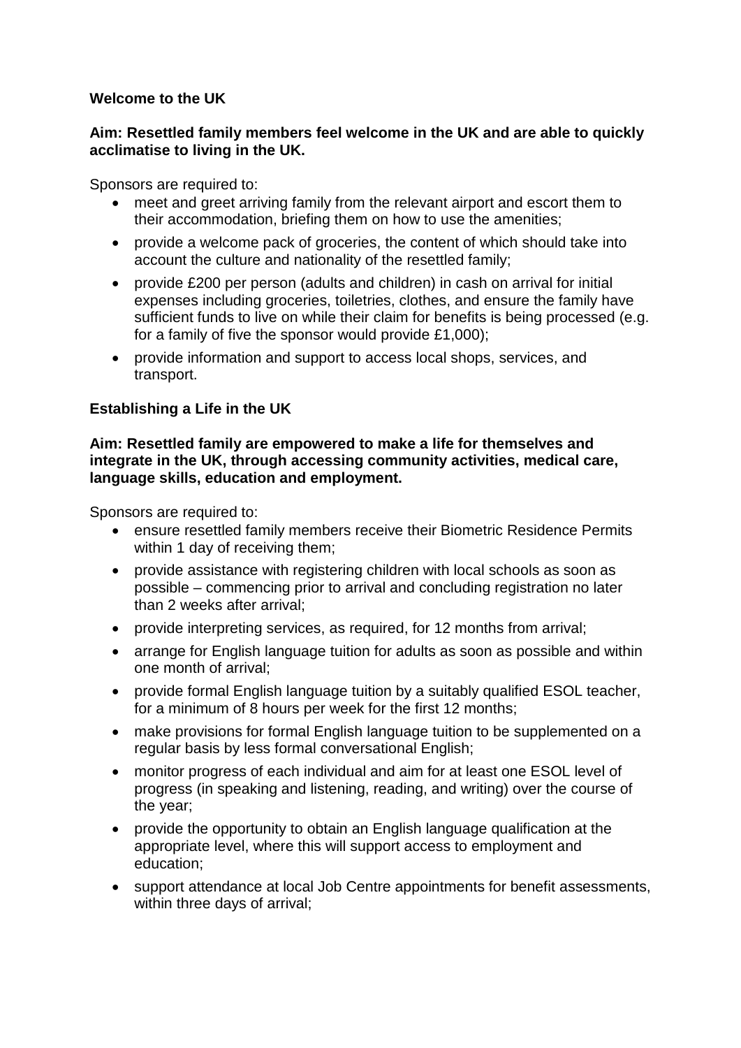**Welcome to the UK**

**Aim: Resettled family members feel welcome in the UK and are able to quickly acclimatise to living in the UK.**

Sponsors are required to:

- meet and greet arriving family from the relevant airport and escort them to their accommodation, briefing them on how to use the amenities;
- provide a welcome pack of groceries, the content of which should take into account the culture and nationality of the resettled family;
- provide £200 per person (adults and children) in cash on arrival for initial expenses including groceries, toiletries, clothes, and ensure the family have sufficient funds to live on while their claim for benefits is being processed (e.g. for a family of five the sponsor would provide £1,000);
- provide information and support to access local shops, services, and transport.

**Establishing a Life in the UK**

**Aim: Resettled family are empowered to make a life for themselves and integrate in the UK, through accessing community activities, medical care, language skills, education and employment.**

Sponsors are required to:

- ensure resettled family members receive their Biometric Residence Permits within 1 day of receiving them;
- provide assistance with registering children with local schools as soon as possible – commencing prior to arrival and concluding registration no later than 2 weeks after arrival;
- provide interpreting services, as required, for 12 months from arrival;
- arrange for English language tuition for adults as soon as possible and within one month of arrival;
- provide formal English language tuition by a suitably qualified ESOL teacher, for a minimum of 8 hours per week for the first 12 months;
- make provisions for formal English language tuition to be supplemented on a regular basis by less formal conversational English;
- monitor progress of each individual and aim for at least one ESOL level of progress (in speaking and listening, reading, and writing) over the course of the year;
- provide the opportunity to obtain an English language qualification at the appropriate level, where this will support access to employment and education;
- support attendance at local Job Centre appointments for benefit assessments, within three days of arrival;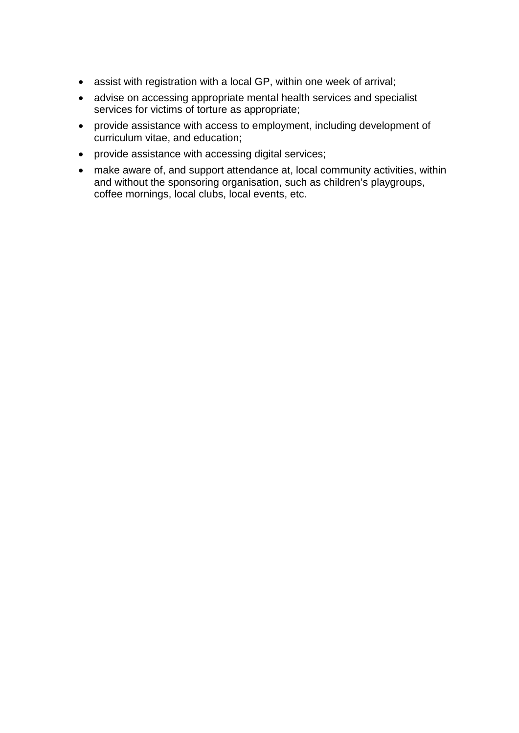- assist with registration with a local GP, within one week of arrival;
- advise on accessing appropriate mental health services and specialist services for victims of torture as appropriate;
- provide assistance with access to employment, including development of curriculum vitae, and education;
- provide assistance with accessing digital services;
- make aware of, and support attendance at, local community activities, within and without the sponsoring organisation, such as children's playgroups, coffee mornings, local clubs, local events, etc.